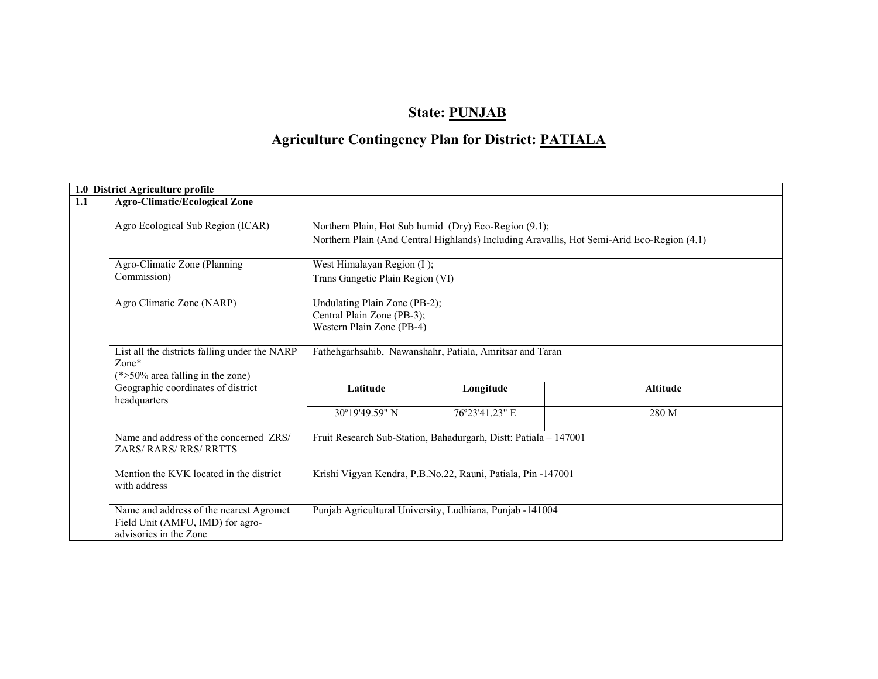# State: PUNJAB

## Agriculture Contingency Plan for District: PATIALA

| 1.0 District Agriculture profile | | | | |
|---|---|---|---|---|
| 1.1 | **Agro-Climatic/Ecological Zone** | | | |
| | Agro Ecological Sub Region (ICAR) | Northern Plain, Hot Sub humid (Dry) Eco-Region (9.1);<br>Northern Plain (And Central Highlands) Including Aravallis, Hot Semi-Arid Eco-Region (4.1) | | |
| | Agro-Climatic Zone (Planning Commission) | West Himalayan Region (I );<br>Trans Gangetic Plain Region (VI) | | |
| | Agro Climatic Zone (NARP) | Undulating Plain Zone (PB-2);<br>Central Plain Zone (PB-3);<br>Western Plain Zone (PB-4) | | |
| | List all the districts falling under the NARP Zone*<br>(*>50% area falling in the zone) | Fathehgarhsahib, Nawanshahr, Patiala, Amritsar and Taran | | |
| | Geographic coordinates of district headquarters | **Latitude** | **Longitude** | **Altitude** |
| | | 30º19'49.59" N | 76º23'41.23" E | 280 M |
| | Name and address of the concerned ZRS/ ZARS/ RARS/ RRS/ RRTTS | Fruit Research Sub-Station, Bahadurgarh, Distt: Patiala – 147001 | | |
| | Mention the KVK located in the district with address | Krishi Vigyan Kendra, P.B.No.22, Rauni, Patiala, Pin -147001 | | |
| | Name and address of the nearest Agromet Field Unit (AMFU, IMD) for agro-advisories in the Zone | Punjab Agricultural University, Ludhiana, Punjab -141004 | | |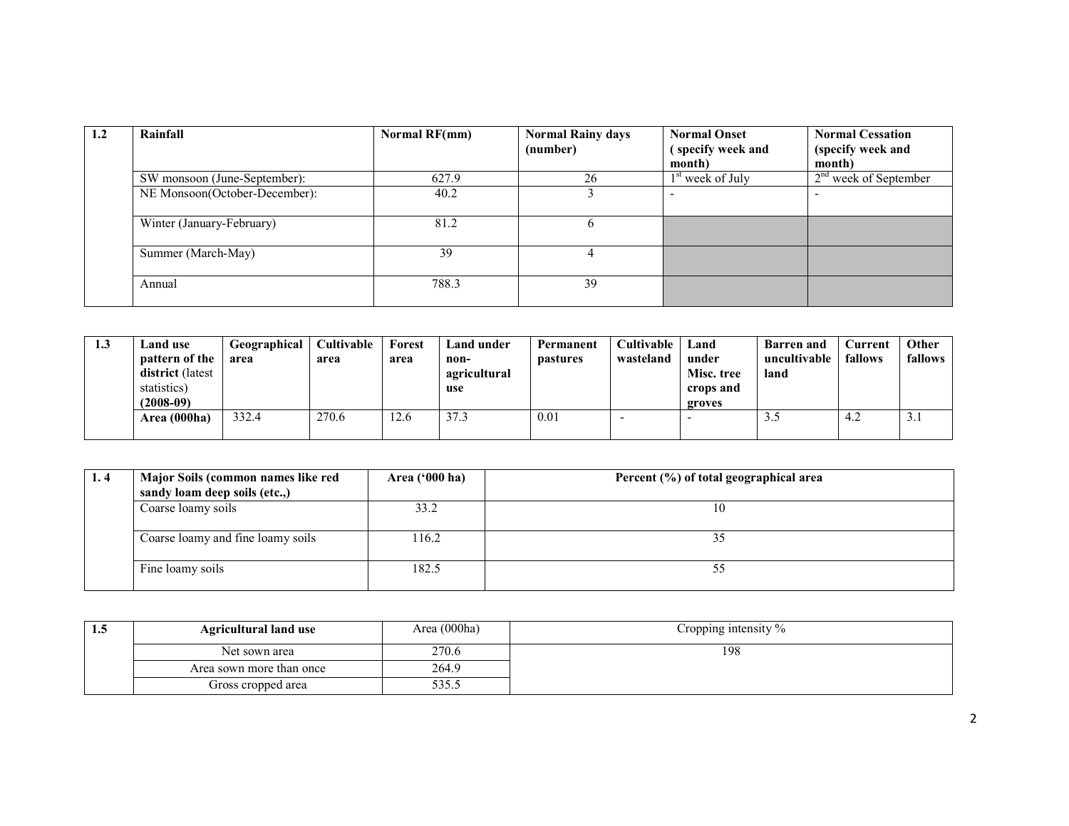| 1.2 | Rainfall | Normal RF(mm) | Normal Rainy days (number) | Normal Onset ( specify week and month) | Normal Cessation (specify week and month) |
|---|---|---|---|---|---|
| | SW monsoon (June-September): | 627.9 | 26 | 1st week of July | 2nd week of September |
| | NE Monsoon(October-December): | 40.2 | 3 | - | - |
| | Winter (January-February) | 81.2 | 6 | | |
| | Summer (March-May) | 39 | 4 | | |
| | Annual | 788.3 | 39 | | |

| 1.3 | Land use pattern of the district (latest statistics) (2008-09) | Geographical area | Cultivable area | Forest area | Land under non-agricultural use | Permanent pastures | Cultivable wasteland | Land under Misc. tree crops and groves | Barren and uncultivable land | Current fallows | Other fallows |
|---|---|---|---|---|---|---|---|---|---|---|---|
| | Area (000ha) | 332.4 | 270.6 | 12.6 | 37.3 | 0.01 | - | - | 3.5 | 4.2 | 3.1 |

| 1. 4 | Major Soils (common names like red sandy loam deep soils (etc.,) | Area ('000 ha) | Percent (%) of total geographical area |
|---|---|---|---|
| | Coarse loamy soils | 33.2 | 10 |
| | Coarse loamy and fine loamy soils | 116.2 | 35 |
| | Fine loamy soils | 182.5 | 55 |

| 1.5 | Agricultural land use | Area (000ha) | Cropping intensity % |
|---|---|---|---|
| | Net sown area | 270.6 | 198 |
| | Area sown more than once | 264.9 | |
| | Gross cropped area | 535.5 | |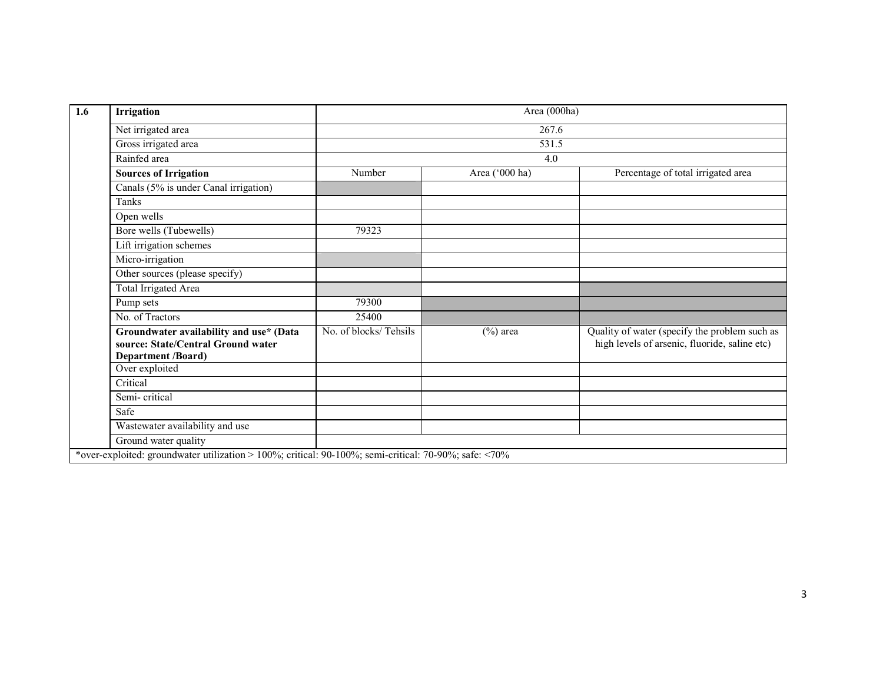| 1.6 | Irrigation | Area (000ha) | | |
|---|---|---|---|---|
| | Net irrigated area | 267.6 | | |
| | Gross irrigated area | 531.5 | | |
| | Rainfed area | 4.0 | | |
| | **Sources of Irrigation** | Number | Area ('000 ha) | Percentage of total irrigated area |
| | Canals (5% is under Canal irrigation) | | | |
| | Tanks | | | |
| | Open wells | | | |
| | Bore wells (Tubewells) | 79323 | | |
| | Lift irrigation schemes | | | |
| | Micro-irrigation | | | |
| | Other sources (please specify) | | | |
| | Total Irrigated Area | | | |
| | Pump sets | 79300 | | |
| | No. of Tractors | 25400 | | |
| | **Groundwater availability and use* (Data source: State/Central Ground water Department /Board)** | No. of blocks/ Tehsils | (%) area | Quality of water (specify the problem such as high levels of arsenic, fluoride, saline etc) |
| | Over exploited | | | |
| | Critical | | | |
| | Semi- critical | | | |
| | Safe | | | |
| | Wastewater availability and use | | | |
| | Ground water quality | | | |

*over-exploited: groundwater utilization > 100%; critical: 90-100%; semi-critical: 70-90%; safe: <70%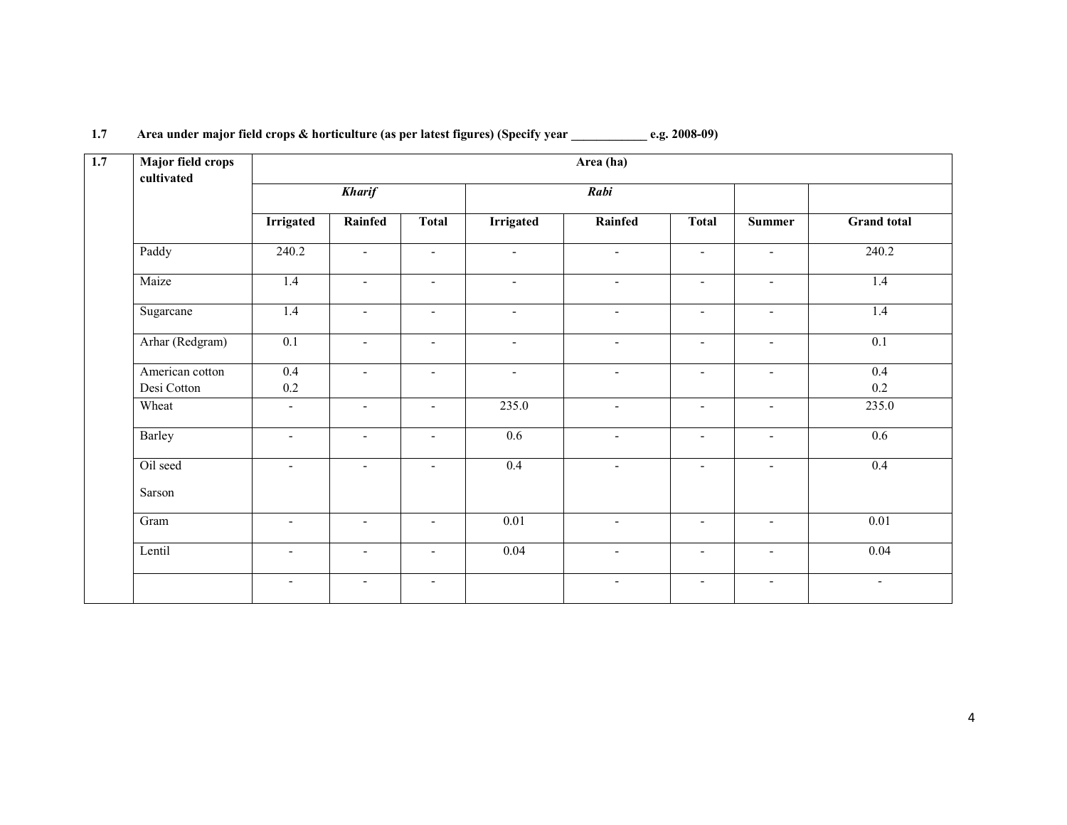**1.7 Area under major field crops & horticulture (as per latest figures) (Specify year ____________ e.g. 2008-09)**

| 1.7 | Major field crops cultivated | Area (ha) | | | | | | | |
|---|---|---|---|---|---|---|---|---|---|
| | | *Kharif* | | | *Rabi* | | | | |
| | | Irrigated | Rainfed | Total | Irrigated | Rainfed | Total | Summer | Grand total |
| | Paddy | 240.2 | - | - | - | - | - | - | 240.2 |
| | Maize | 1.4 | - | - | - | - | - | - | 1.4 |
| | Sugarcane | 1.4 | - | - | - | - | - | - | 1.4 |
| | Arhar (Redgram) | 0.1 | - | - | - | - | - | - | 0.1 |
| | American cotton<br>Desi Cotton | 0.4<br>0.2 | - | - | - | - | - | - | 0.4<br>0.2 |
| | Wheat | - | - | - | 235.0 | - | - | - | 235.0 |
| | Barley | - | - | - | 0.6 | - | - | - | 0.6 |
| | Oil seed<br>Sarson | - | - | - | 0.4 | - | - | - | 0.4 |
| | Gram | - | - | - | 0.01 | - | - | - | 0.01 |
| | Lentil | - | - | - | 0.04 | - | - | - | 0.04 |
| | | - | - | - | | - | - | - | - |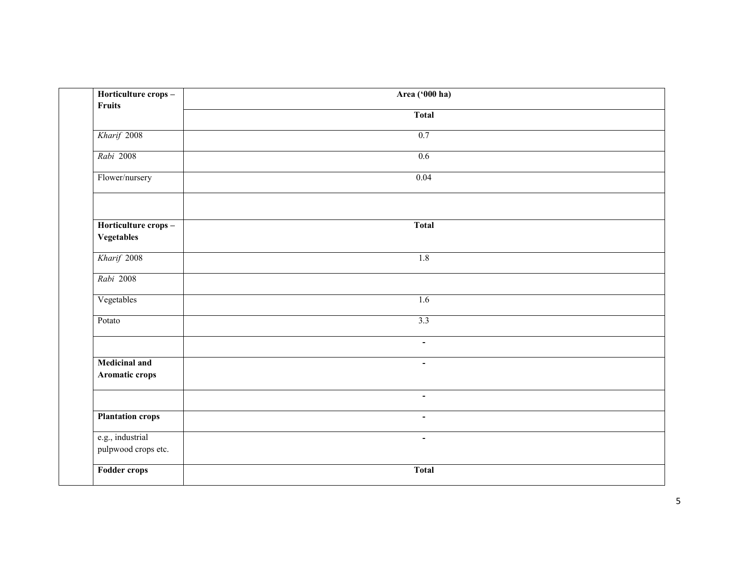| | Horticulture crops – Fruits | Area ('000 ha) |
|---|---|---|
| | | Total |
| | *Kharif* 2008 | 0.7 |
| | *Rabi* 2008 | 0.6 |
| | Flower/nursery | 0.04 |
| | | |
| | **Horticulture crops – Vegetables** | **Total** |
| | *Kharif* 2008 | 1.8 |
| | *Rabi* 2008 | |
| | Vegetables | 1.6 |
| | Potato | 3.3 |
| | | - |
| | **Medicinal and Aromatic crops** | - |
| | | - |
| | **Plantation crops** | - |
| | e.g., industrial pulpwood crops etc. | - |
| | **Fodder crops** | **Total** |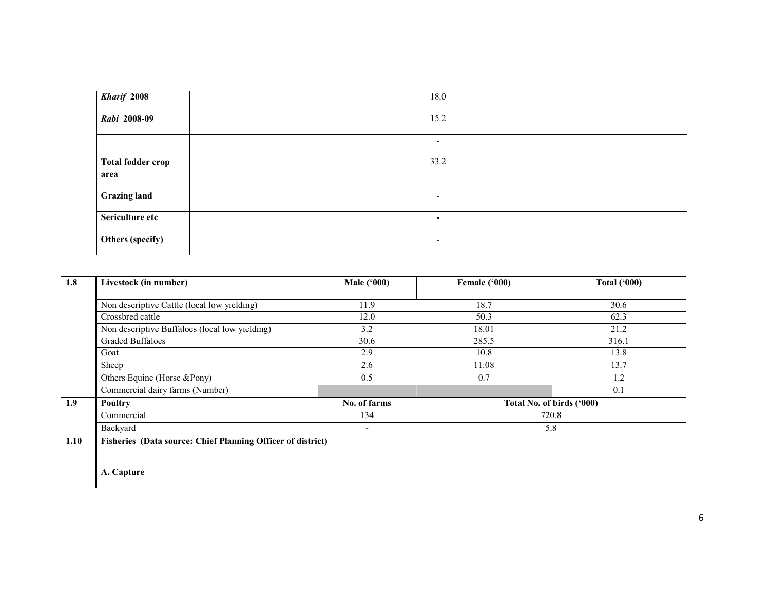| | | |
|---|---|---|
| | ***Kharif* 2008** | 18.0 |
| | ***Rabi* 2008-09** | 15.2 |
| | | - |
| | **Total fodder crop area** | 33.2 |
| | **Grazing land** | - |
| | **Sericulture etc** | - |
| | **Others (specify)** | - |

| **1.8** | **Livestock (in number)** | **Male ('000)** | **Female ('000)** | **Total ('000)** |
|---|---|---|---|---|
| | Non descriptive Cattle (local low yielding) | 11.9 | 18.7 | 30.6 |
| | Crossbred cattle | 12.0 | 50.3 | 62.3 |
| | Non descriptive Buffaloes (local low yielding) | 3.2 | 18.01 | 21.2 |
| | Graded Buffaloes | 30.6 | 285.5 | 316.1 |
| | Goat | 2.9 | 10.8 | 13.8 |
| | Sheep | 2.6 | 11.08 | 13.7 |
| | Others Equine (Horse &Pony) | 0.5 | 0.7 | 1.2 |
| | Commercial dairy farms (Number) | | | 0.1 |
| **1.9** | **Poultry** | **No. of farms** | **Total No. of birds ('000)** | |
| | Commercial | 134 | 720.8 | |
| | Backyard | - | 5.8 | |
| **1.10** | **Fisheries (Data source: Chief Planning Officer of district)** | | | |
| | **A. Capture** | | | |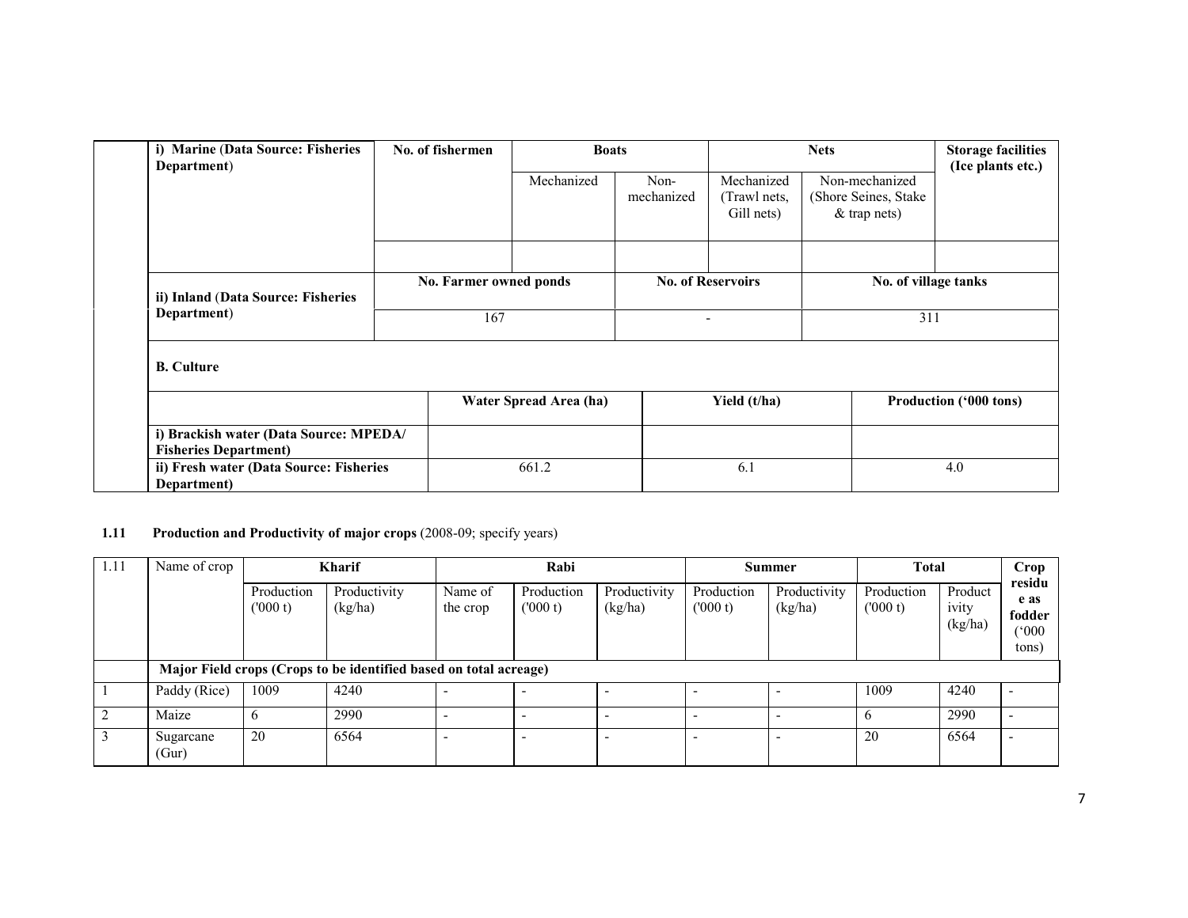| i) Marine (Data Source: Fisheries Department) | No. of fishermen | Boats | | Nets | | Storage facilities (Ice plants etc.) |
|---|---|---|---|---|---|---|
| | | Mechanized | Non-mechanized | Mechanized (Trawl nets, Gill nets) | Non-mechanized (Shore Seines, Stake & trap nets) | |
| | | | | | | |

| ii) Inland (Data Source: Fisheries Department) | No. Farmer owned ponds | No. of Reservoirs | No. of village tanks |
|---|---|---|---|
| | 167 | - | 311 |

**B. Culture**

| | Water Spread Area (ha) | Yield (t/ha) | Production ('000 tons) |
|---|---|---|---|
| i) Brackish water (Data Source: MPEDA/ Fisheries Department) | | | |
| ii) Fresh water (Data Source: Fisheries Department) | 661.2 | 6.1 | 4.0 |

**1.11 Production and Productivity of major crops** (2008-09; specify years)

| 1.11 | Name of crop | Kharif | | Rabi | | | Summer | | Total | | Crop residue as fodder ('000 tons) |
|---|---|---|---|---|---|---|---|---|---|---|---|
| | | Production ('000 t) | Productivity (kg/ha) | Name of the crop | Production ('000 t) | Productivity (kg/ha) | Production ('000 t) | Productivity (kg/ha) | Production ('000 t) | Productivity (kg/ha) | |
| | **Major Field crops (Crops to be identified based on total acreage)** | | | | | | | | | | |
| 1 | Paddy (Rice) | 1009 | 4240 | - | - | - | - | - | 1009 | 4240 | - |
| 2 | Maize | 6 | 2990 | - | - | - | - | - | 6 | 2990 | - |
| 3 | Sugarcane (Gur) | 20 | 6564 | - | - | - | - | - | 20 | 6564 | - |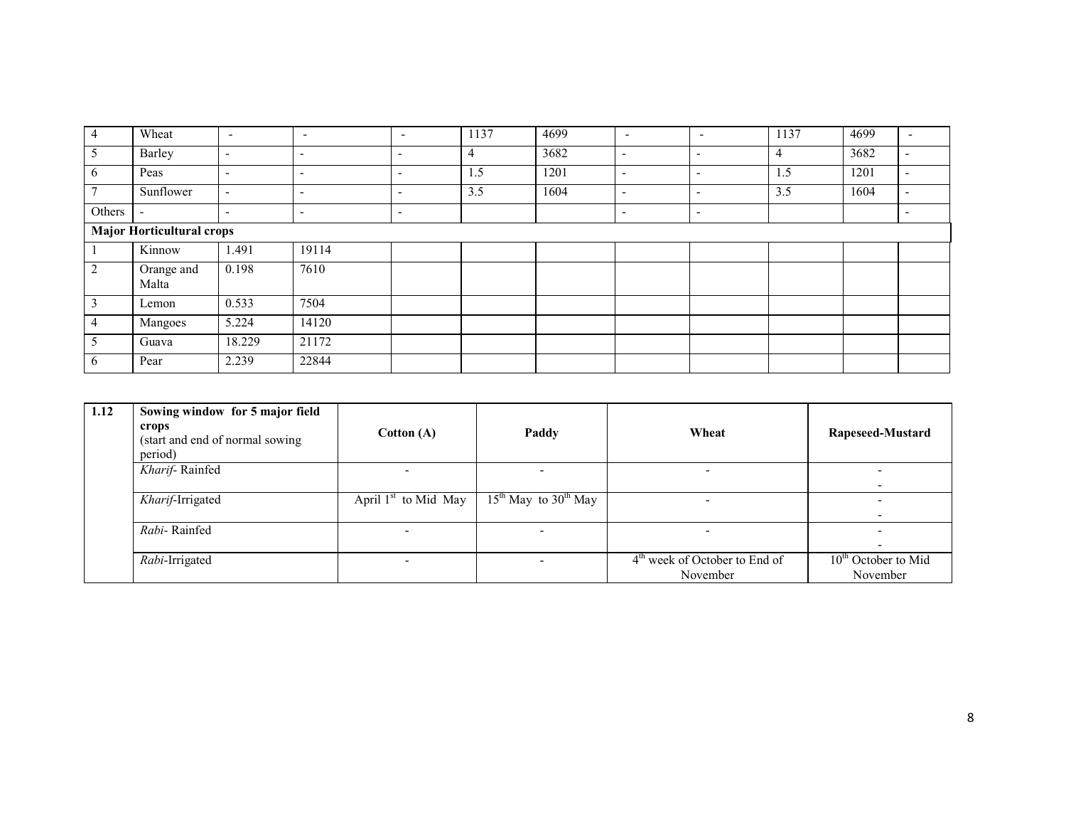| 4 | Wheat | - | - | - | 1137 | 4699 | - | - | 1137 | 4699 | - |
|---|---|---|---|---|---|---|---|---|---|---|---|
| 5 | Barley | - | - | - | 4 | 3682 | - | - | 4 | 3682 | - |
| 6 | Peas | - | - | - | 1.5 | 1201 | - | - | 1.5 | 1201 | - |
| 7 | Sunflower | - | - | - | 3.5 | 1604 | - | - | 3.5 | 1604 | - |
| Others | - | - | - | - | | | - | - | | | - |
| **Major Horticultural crops** | | | | | | | | | | | |
| 1 | Kinnow | 1.491 | 19114 | | | | | | | | |
| 2 | Orange and Malta | 0.198 | 7610 | | | | | | | | |
| 3 | Lemon | 0.533 | 7504 | | | | | | | | |
| 4 | Mangoes | 5.224 | 14120 | | | | | | | | |
| 5 | Guava | 18.229 | 21172 | | | | | | | | |
| 6 | Pear | 2.239 | 22844 | | | | | | | | |

| 1.12 | **Sowing window for 5 major field crops** (start and end of normal sowing period) | **Cotton (A)** | **Paddy** | **Wheat** | **Rapeseed-Mustard** |
|---|---|---|---|---|---|
| | *Kharif*- Rainfed | - | - | - | - - |
| | *Kharif*-Irrigated | April 1st to Mid May | 15th May to 30th May | - | - - |
| | *Rabi*- Rainfed | - | - | - | - - |
| | *Rabi*-Irrigated | - | - | 4th week of October to End of November | 10th October to Mid November |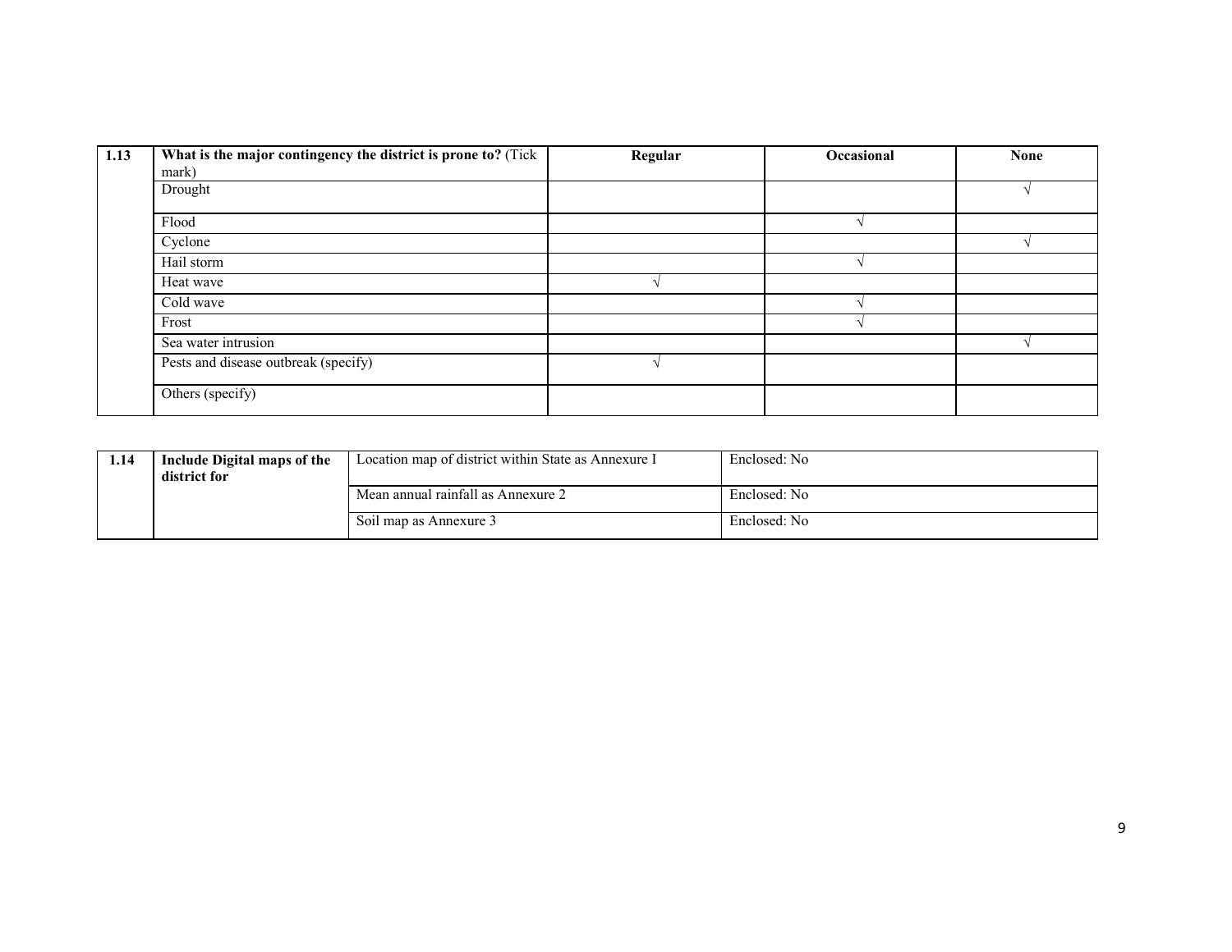| 1.13 | **What is the major contingency the district is prone to?** (Tick mark) | **Regular** | **Occasional** | **None** |
|---|---|---|---|---|
| | Drought | | | √ |
| | Flood | | √ | |
| | Cyclone | | | √ |
| | Hail storm | | √ | |
| | Heat wave | √ | | |
| | Cold wave | | √ | |
| | Frost | | √ | |
| | Sea water intrusion | | | √ |
| | Pests and disease outbreak (specify) | √ | | |
| | Others (specify) | | | |

| 1.14 | **Include Digital maps of the district for** | Location map of district within State as Annexure I | Enclosed: No |
|---|---|---|---|
| | | Mean annual rainfall as Annexure 2 | Enclosed: No |
| | | Soil map as Annexure 3 | Enclosed: No |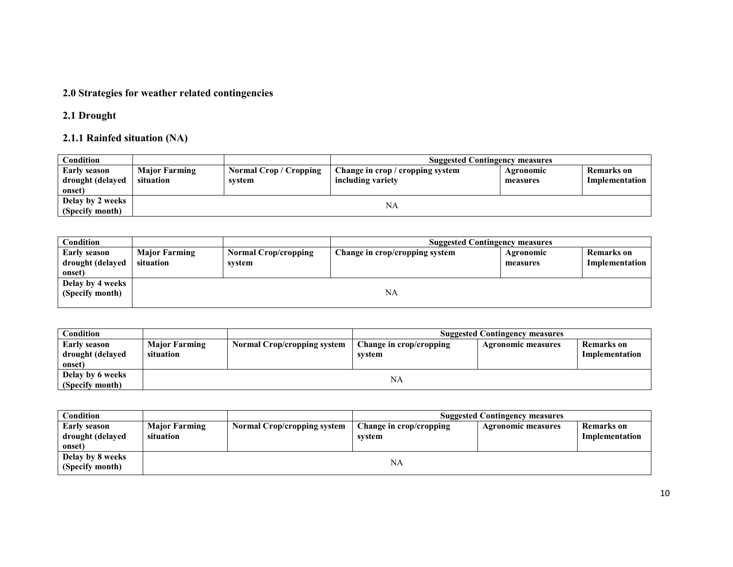## 2.0 Strategies for weather related contingencies

### 2.1 Drought

#### 2.1.1 Rainfed situation (NA)

| Condition | | | Suggested Contingency measures | | |
|---|---|---|---|---|---|
| **Early season drought (delayed onset)** | **Major Farming situation** | **Normal Crop / Cropping system** | **Change in crop / cropping system including variety** | **Agronomic measures** | **Remarks on Implementation** |
| **Delay by 2 weeks (Specify month)** | NA | | | | |

| Condition | | | Suggested Contingency measures | | |
|---|---|---|---|---|---|
| **Early season drought (delayed onset)** | **Major Farming situation** | **Normal Crop/cropping system** | **Change in crop/cropping system** | **Agronomic measures** | **Remarks on Implementation** |
| **Delay by 4 weeks (Specify month)** | NA | | | | |

| Condition | | | Suggested Contingency measures | | |
|---|---|---|---|---|---|
| **Early season drought (delayed onset)** | **Major Farming situation** | **Normal Crop/cropping system** | **Change in crop/cropping system** | **Agronomic measures** | **Remarks on Implementation** |
| **Delay by 6 weeks (Specify month)** | NA | | | | |

| Condition | | | Suggested Contingency measures | | |
|---|---|---|---|---|---|
| **Early season drought (delayed onset)** | **Major Farming situation** | **Normal Crop/cropping system** | **Change in crop/cropping system** | **Agronomic measures** | **Remarks on Implementation** |
| **Delay by 8 weeks (Specify month)** | NA | | | | |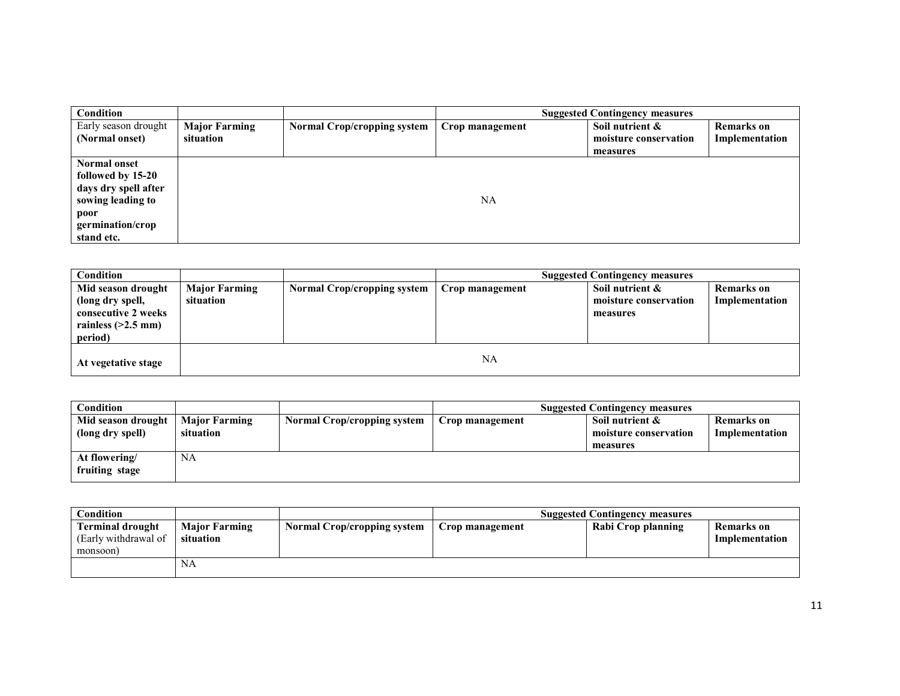| Condition | | | Suggested Contingency measures | | |
|---|---|---|---|---|---|
| Early season drought (Normal onset) | **Major Farming situation** | **Normal Crop/cropping system** | **Crop management** | **Soil nutrient & moisture conservation measures** | **Remarks on Implementation** |
| **Normal onset followed by 15-20 days dry spell after sowing leading to poor germination/crop stand etc.** | | | NA | | |

| Condition | | | Suggested Contingency measures | | |
|---|---|---|---|---|---|
| **Mid season drought (long dry spell, consecutive 2 weeks rainless (>2.5 mm) period)** | **Major Farming situation** | **Normal Crop/cropping system** | **Crop management** | **Soil nutrient & moisture conservation measures** | **Remarks on Implementation** |
| **At vegetative stage** | | | NA | | |

| Condition | | | Suggested Contingency measures | | |
|---|---|---|---|---|---|
| **Mid season drought (long dry spell)** | **Major Farming situation** | **Normal Crop/cropping system** | **Crop management** | **Soil nutrient & moisture conservation measures** | **Remarks on Implementation** |
| **At flowering/ fruiting stage** | NA | | | | |

| Condition | | | Suggested Contingency measures | | |
|---|---|---|---|---|---|
| **Terminal drought** (Early withdrawal of monsoon) | **Major Farming situation** | **Normal Crop/cropping system** | **Crop management** | **Rabi Crop planning** | **Remarks on Implementation** |
| | NA | | | | |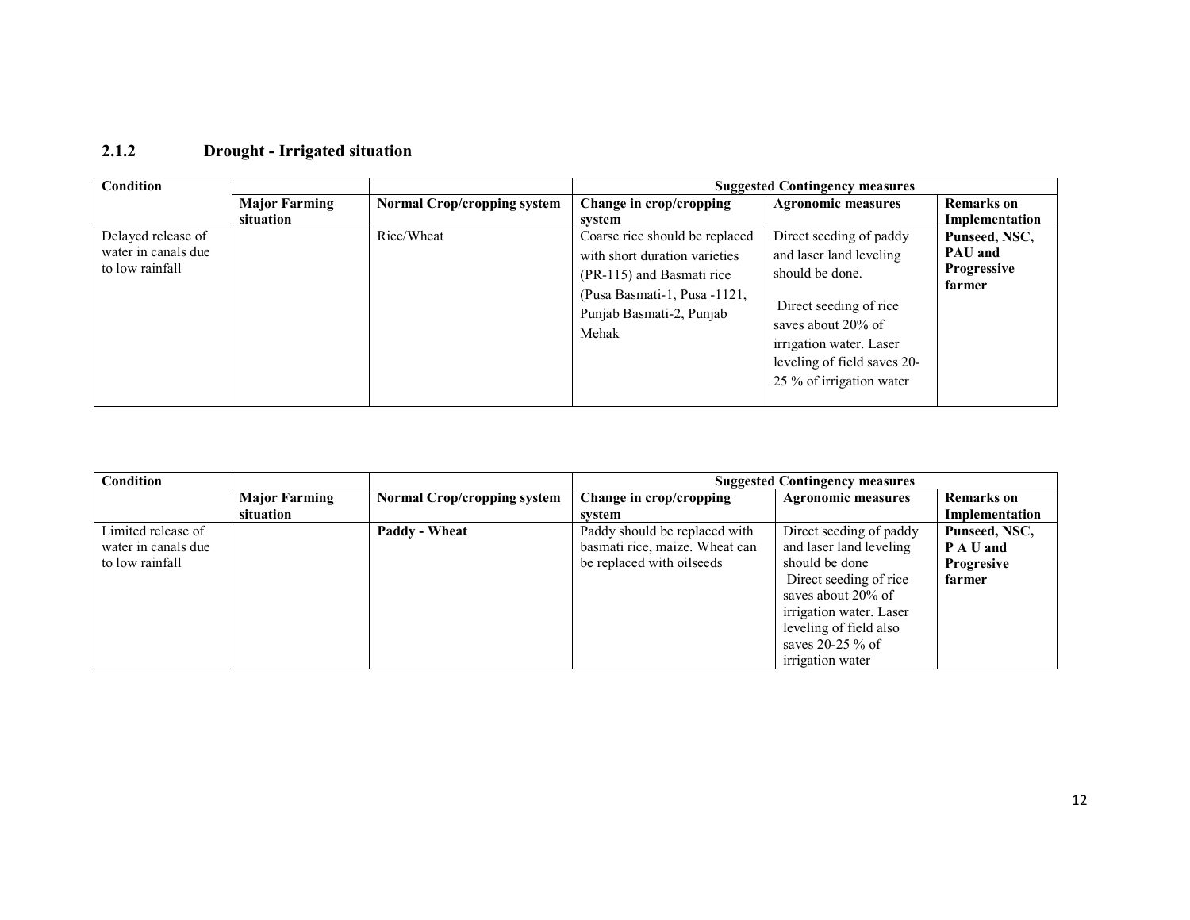### 2.1.2 Drought - Irrigated situation

| Condition | | | Suggested Contingency measures | | |
|---|---|---|---|---|---|
| | **Major Farming situation** | **Normal Crop/cropping system** | **Change in crop/cropping system** | **Agronomic measures** | **Remarks on Implementation** |
| Delayed release of water in canals due to low rainfall | | Rice/Wheat | Coarse rice should be replaced with short duration varieties (PR-115) and Basmati rice (Pusa Basmati-1, Pusa -1121, Punjab Basmati-2, Punjab Mehak | Direct seeding of paddy and laser land leveling should be done. Direct seeding of rice saves about 20% of irrigation water. Laser leveling of field saves 20-25 % of irrigation water | **Punseed, NSC, PAU and Progressive farmer** |

| Condition | | | Suggested Contingency measures | | |
|---|---|---|---|---|---|
| | **Major Farming situation** | **Normal Crop/cropping system** | **Change in crop/cropping system** | **Agronomic measures** | **Remarks on Implementation** |
| Limited release of water in canals due to low rainfall | | **Paddy - Wheat** | Paddy should be replaced with basmati rice, maize. Wheat can be replaced with oilseeds | Direct seeding of paddy and laser land leveling should be done Direct seeding of rice saves about 20% of irrigation water. Laser leveling of field also saves 20-25 % of irrigation water | **Punseed, NSC, P A U and Progresive farmer** |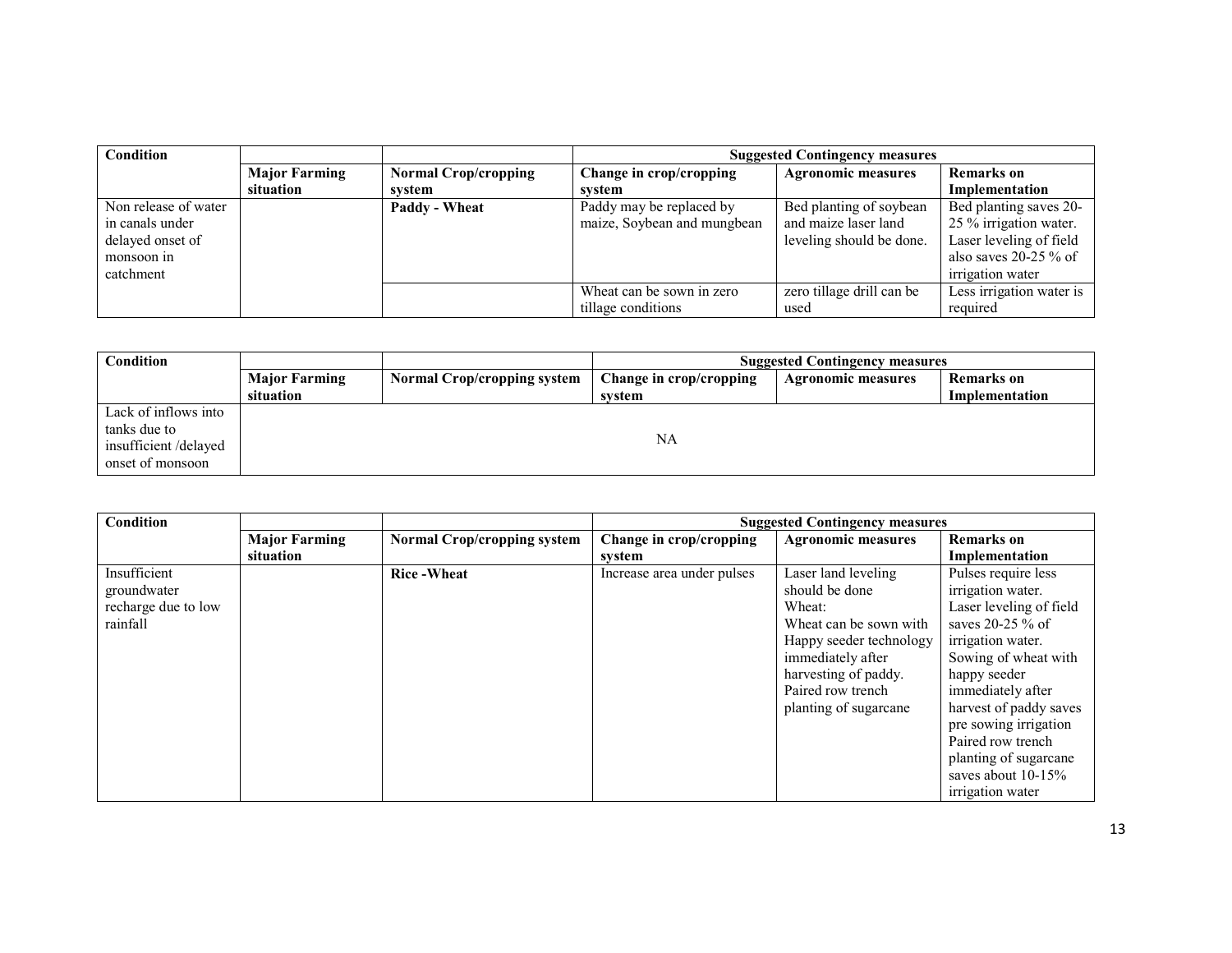| Condition | | | Suggested Contingency measures | | |
|---|---|---|---|---|---|
| | **Major Farming situation** | **Normal Crop/cropping system** | **Change in crop/cropping system** | **Agronomic measures** | **Remarks on Implementation** |
| Non release of water in canals under delayed onset of monsoon in catchment | | **Paddy - Wheat** | Paddy may be replaced by maize, Soybean and mungbean | Bed planting of soybean and maize laser land leveling should be done. | Bed planting saves 20-25 % irrigation water. Laser leveling of field also saves 20-25 % of irrigation water |
| | | | Wheat can be sown in zero tillage conditions | zero tillage drill can be used | Less irrigation water is required |

| Condition | | | Suggested Contingency measures | | |
|---|---|---|---|---|---|
| | **Major Farming situation** | **Normal Crop/cropping system** | **Change in crop/cropping system** | **Agronomic measures** | **Remarks on Implementation** |
| Lack of inflows into tanks due to insufficient /delayed onset of monsoon | NA | | | | |

| Condition | | | Suggested Contingency measures | | |
|---|---|---|---|---|---|
| | **Major Farming situation** | **Normal Crop/cropping system** | **Change in crop/cropping system** | **Agronomic measures** | **Remarks on Implementation** |
| Insufficient groundwater recharge due to low rainfall | | **Rice -Wheat** | Increase area under pulses | Laser land leveling should be done<br>Wheat:<br>Wheat can be sown with Happy seeder technology immediately after harvesting of paddy.<br>Paired row trench planting of sugarcane | Pulses require less irrigation water.<br>Laser leveling of field saves 20-25 % of irrigation water.<br>Sowing of wheat with happy seeder immediately after harvest of paddy saves pre sowing irrigation<br>Paired row trench planting of sugarcane saves about 10-15% irrigation water |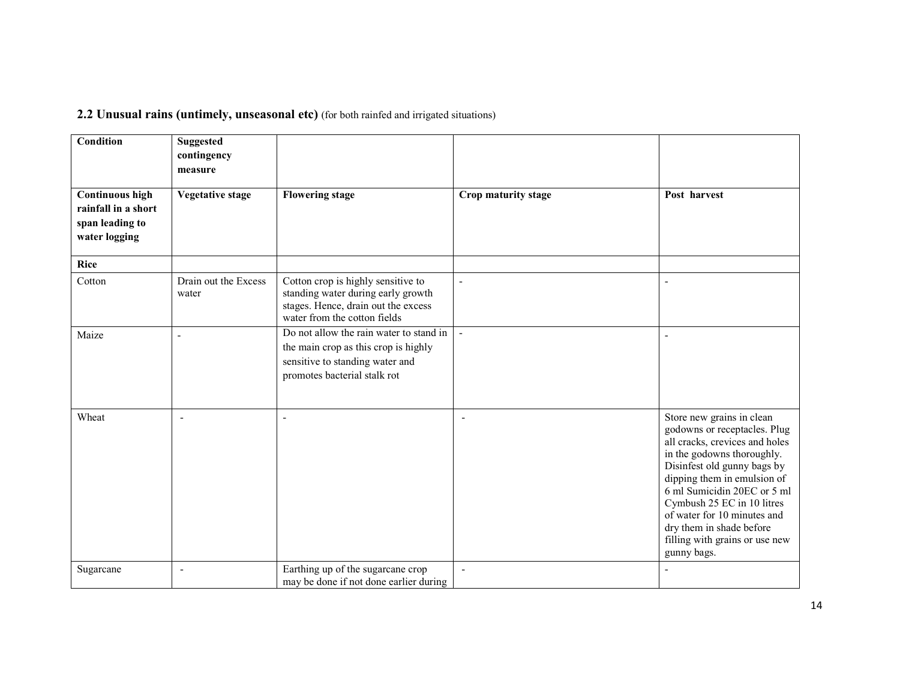**2.2 Unusual rains (untimely, unseasonal etc)** (for both rainfed and irrigated situations)

| **Condition** | **Suggested contingency measure** | | | |
|---|---|---|---|---|
| **Continuous high rainfall in a short span leading to water logging** | **Vegetative stage** | **Flowering stage** | **Crop maturity stage** | **Post harvest** |
| **Rice** | | | | |
| Cotton | Drain out the Excess water | Cotton crop is highly sensitive to standing water during early growth stages. Hence, drain out the excess water from the cotton fields | - | - |
| Maize | - | Do not allow the rain water to stand in the main crop as this crop is highly sensitive to standing water and promotes bacterial stalk rot | - | - |
| Wheat | - | - | - | Store new grains in clean godowns or receptacles. Plug all cracks, crevices and holes in the godowns thoroughly. Disinfest old gunny bags by dipping them in emulsion of 6 ml Sumicidin 20EC or 5 ml Cymbush 25 EC in 10 litres of water for 10 minutes and dry them in shade before filling with grains or use new gunny bags. |
| Sugarcane | - | Earthing up of the sugarcane crop may be done if not done earlier during | - | - |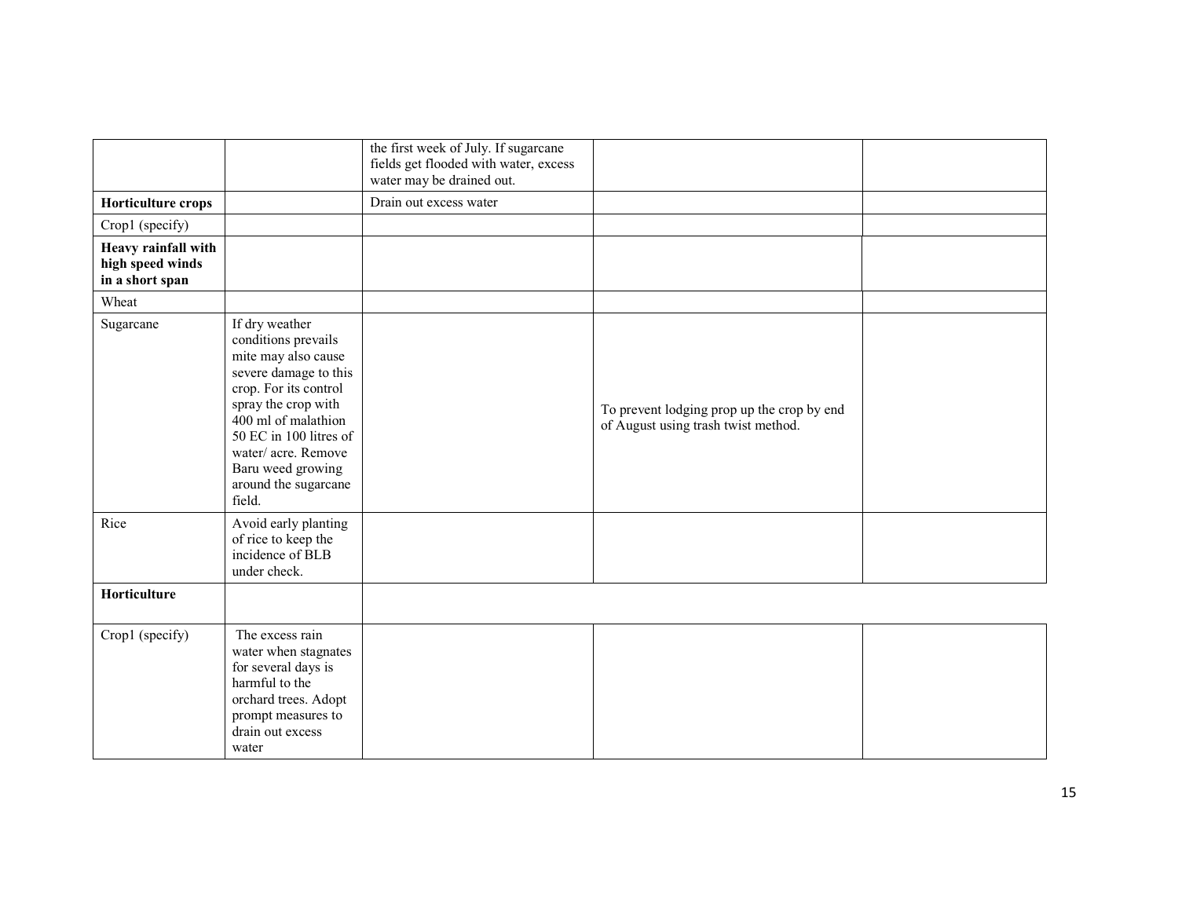| | | | | |
|---|---|---|---|---|
| | | the first week of July. If sugarcane fields get flooded with water, excess water may be drained out. | | |
| **Horticulture crops** | | Drain out excess water | | |
| Crop1 (specify) | | | | |
| **Heavy rainfall with high speed winds in a short span** | | | | |
| Wheat | | | | |
| Sugarcane | If dry weather conditions prevails mite may also cause severe damage to this crop. For its control spray the crop with 400 ml of malathion 50 EC in 100 litres of water/ acre. Remove Baru weed growing around the sugarcane field. | | To prevent lodging prop up the crop by end of August using trash twist method. | |
| Rice | Avoid early planting of rice to keep the incidence of BLB under check. | | | |
| **Horticulture** | | | | |
| Crop1 (specify) | The excess rain water when stagnates for several days is harmful to the orchard trees. Adopt prompt measures to drain out excess water | | | |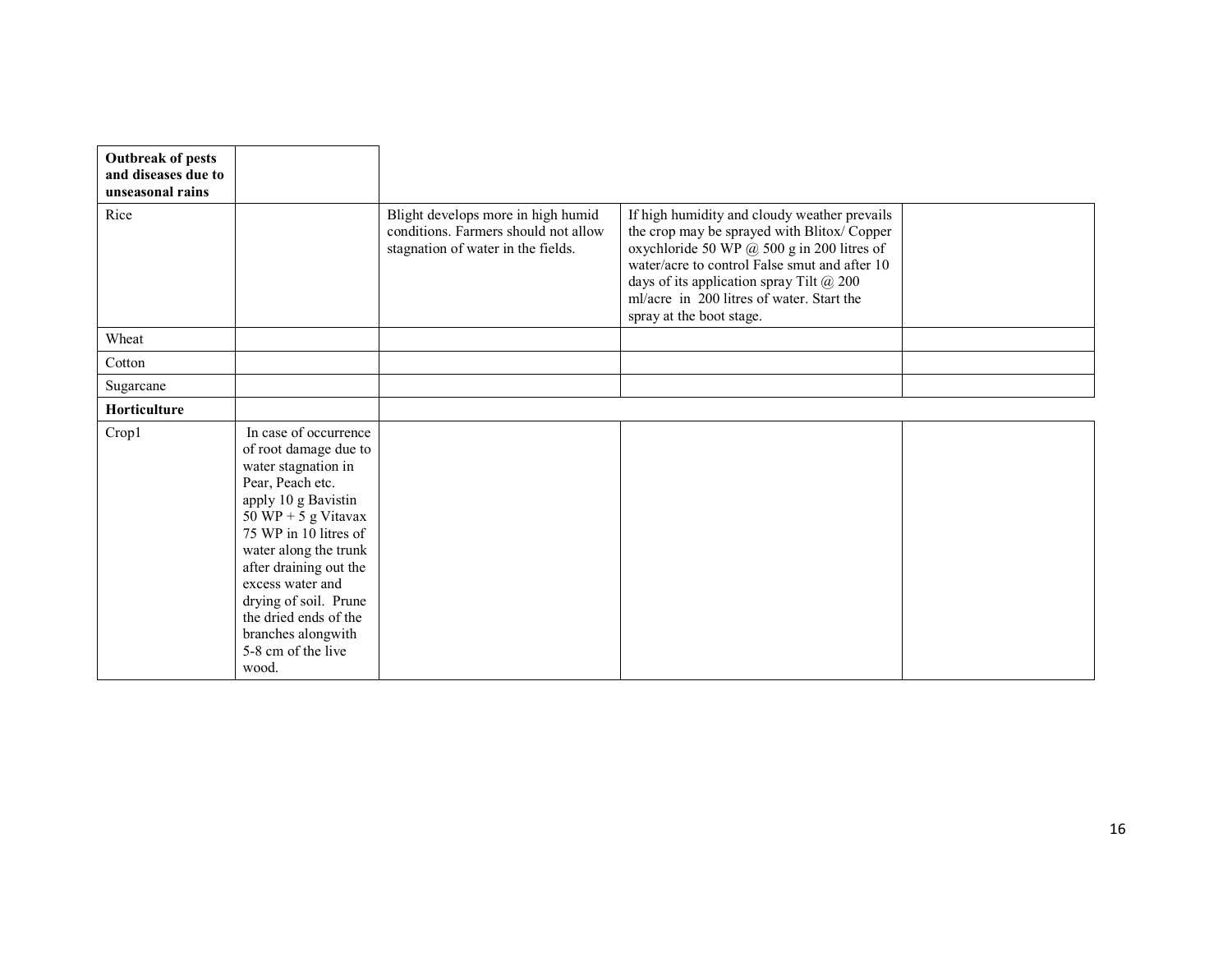| | | | | |
|---|---|---|---|---|
| **Outbreak of pests and diseases due to unseasonal rains** | | | | |
| Rice | | Blight develops more in high humid conditions. Farmers should not allow stagnation of water in the fields. | If high humidity and cloudy weather prevails the crop may be sprayed with Blitox/ Copper oxychloride 50 WP @ 500 g in 200 litres of water/acre to control False smut and after 10 days of its application spray Tilt @ 200 ml/acre in 200 litres of water. Start the spray at the boot stage. | |
| Wheat | | | | |
| Cotton | | | | |
| Sugarcane | | | | |
| **Horticulture** | | | | |
| Crop1 | In case of occurrence of root damage due to water stagnation in Pear, Peach etc. apply 10 g Bavistin 50 WP + 5 g Vitavax 75 WP in 10 litres of water along the trunk after draining out the excess water and drying of soil. Prune the dried ends of the branches alongwith 5-8 cm of the live wood. | | | |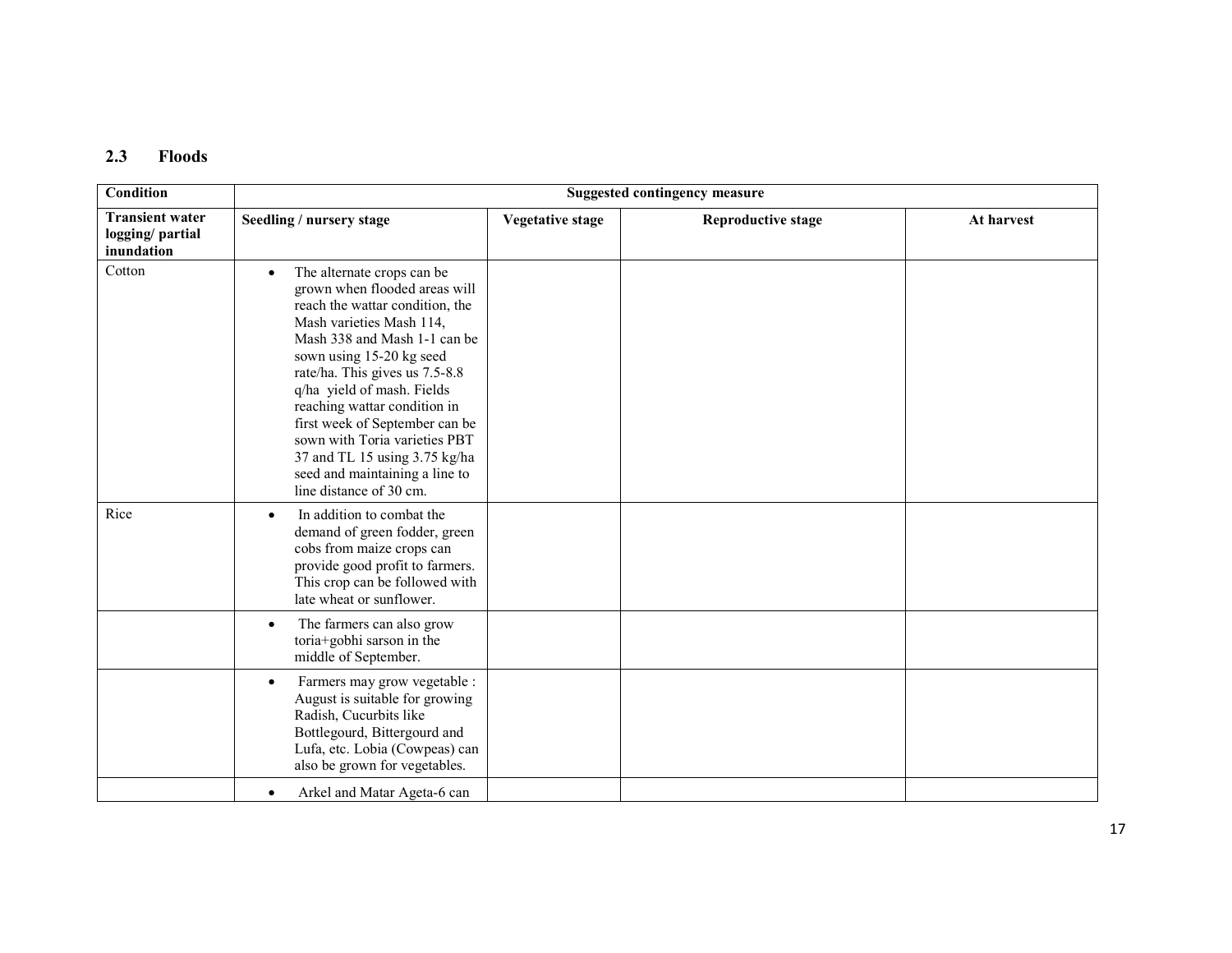## 2.3 Floods

| Condition | Suggested contingency measure | | | |
|---|---|---|---|---|
| **Transient water logging/ partial inundation** | **Seedling / nursery stage** | **Vegetative stage** | **Reproductive stage** | **At harvest** |
| Cotton | • The alternate crops can be grown when flooded areas will reach the wattar condition, the Mash varieties Mash 114, Mash 338 and Mash 1-1 can be sown using 15-20 kg seed rate/ha. This gives us 7.5-8.8 q/ha yield of mash. Fields reaching wattar condition in first week of September can be sown with Toria varieties PBT 37 and TL 15 using 3.75 kg/ha seed and maintaining a line to line distance of 30 cm. | | | |
| Rice | • In addition to combat the demand of green fodder, green cobs from maize crops can provide good profit to farmers. This crop can be followed with late wheat or sunflower. | | | |
| | • The farmers can also grow toria+gobhi sarson in the middle of September. | | | |
| | • Farmers may grow vegetable : August is suitable for growing Radish, Cucurbits like Bottlegourd, Bittergourd and Lufa, etc. Lobia (Cowpeas) can also be grown for vegetables. | | | |
| | • Arkel and Matar Ageta-6 can | | | |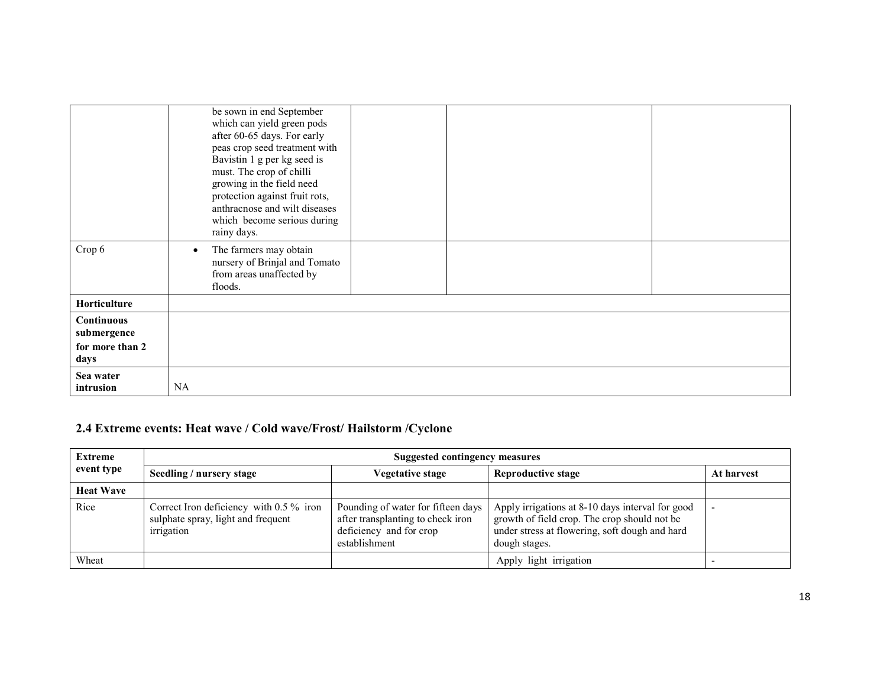| | | | | |
|---|---|---|---|---|
| | be sown in end September which can yield green pods after 60-65 days. For early peas crop seed treatment with Bavistin 1 g per kg seed is must. The crop of chilli growing in the field need protection against fruit rots, anthracnose and wilt diseases which become serious during rainy days. | | | |
| Crop 6 | • The farmers may obtain nursery of Brinjal and Tomato from areas unaffected by floods. | | | |
| **Horticulture** | | | | |
| **Continuous submergence for more than 2 days** | | | | |
| **Sea water intrusion** | NA | | | |

## 2.4 Extreme events: Heat wave / Cold wave/Frost/ Hailstorm /Cyclone

| Extreme event type | Suggested contingency measures | | | |
|---|---|---|---|---|
| | **Seedling / nursery stage** | **Vegetative stage** | **Reproductive stage** | **At harvest** |
| **Heat Wave** | | | | |
| Rice | Correct Iron deficiency with 0.5 % iron sulphate spray, light and frequent irrigation | Pounding of water for fifteen days after transplanting to check iron deficiency and for crop establishment | Apply irrigations at 8-10 days interval for good growth of field crop. The crop should not be under stress at flowering, soft dough and hard dough stages. | - |
| Wheat | | | Apply light irrigation | - |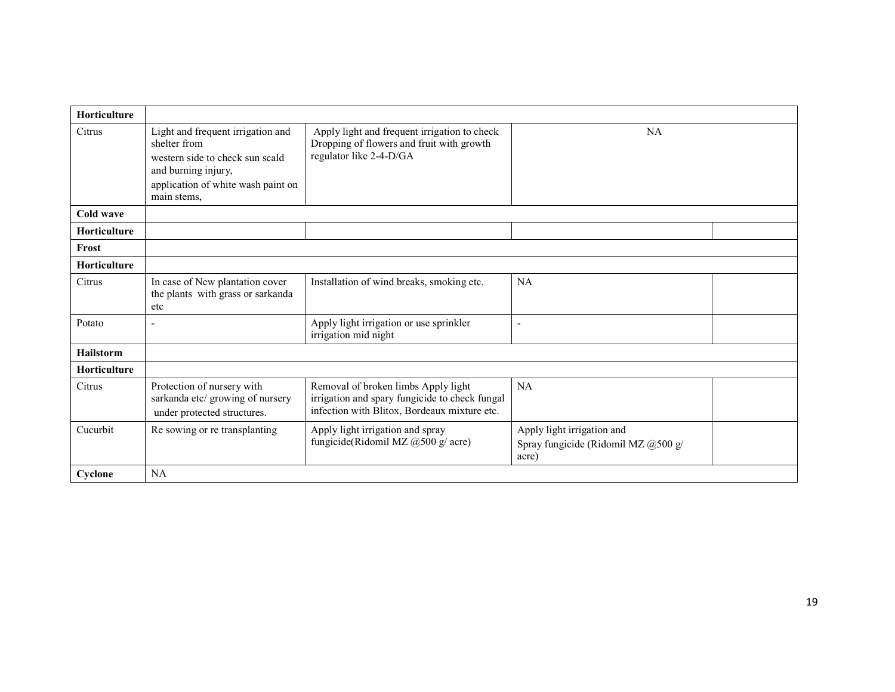| Horticulture | | | | |
|---|---|---|---|---|
| Citrus | Light and frequent irrigation and shelter from western side to check sun scald and burning injury, application of white wash paint on main stems, | Apply light and frequent irrigation to check Dropping of flowers and fruit with growth regulator like 2-4-D/GA | NA | |
| **Cold wave** | | | | |
| **Horticulture** | | | | |
| **Frost** | | | | |
| **Horticulture** | | | | |
| Citrus | In case of New plantation cover the plants with grass or sarkanda etc | Installation of wind breaks, smoking etc. | NA | |
| Potato | - | Apply light irrigation or use sprinkler irrigation mid night | - | |
| **Hailstorm** | | | | |
| **Horticulture** | | | | |
| Citrus | Protection of nursery with sarkanda etc/ growing of nursery under protected structures. | Removal of broken limbs Apply light irrigation and spary fungicide to check fungal infection with Blitox, Bordeaux mixture etc. | NA | |
| Cucurbit | Re sowing or re transplanting | Apply light irrigation and spray fungicide(Ridomil MZ @500 g/ acre) | Apply light irrigation and Spray fungicide (Ridomil MZ @500 g/ acre) | |
| **Cyclone** | NA | | | |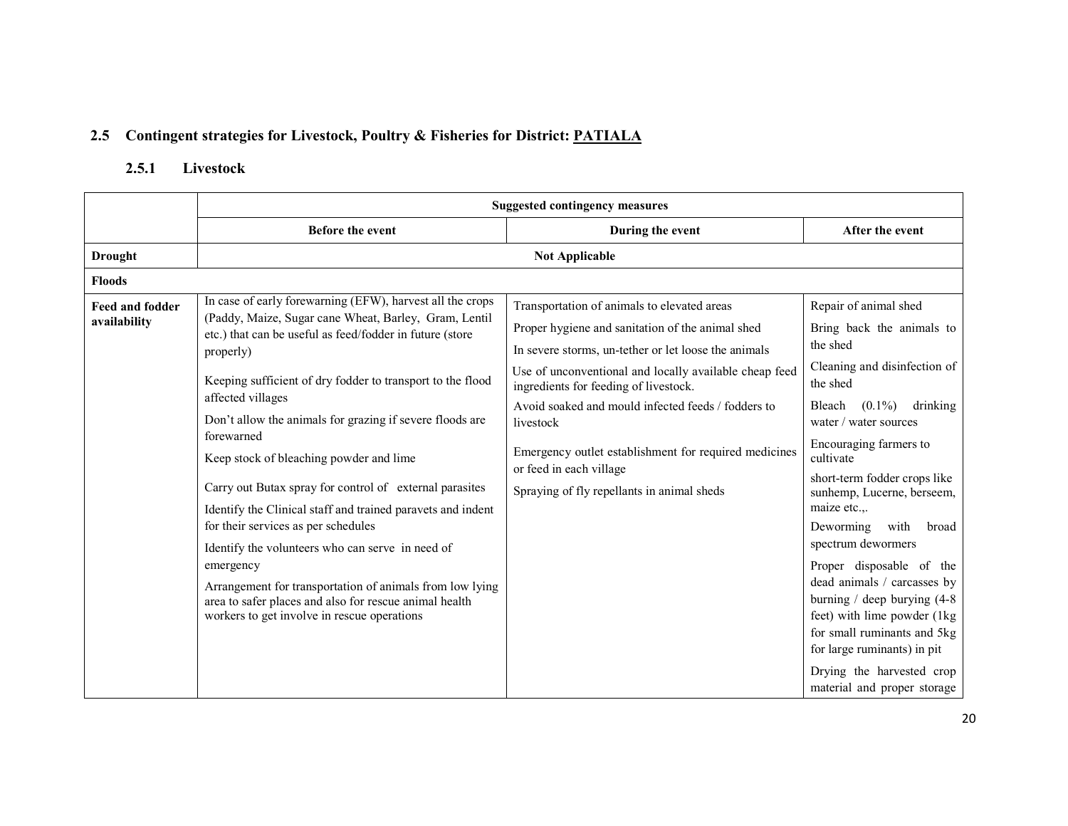## 2.5 Contingent strategies for Livestock, Poultry & Fisheries for District: PATIALA

### 2.5.1 Livestock

| | Suggested contingency measures | | |
|---|---|---|---|
| | **Before the event** | **During the event** | **After the event** |
| **Drought** | **Not Applicable** | | |
| **Floods** | | | |
| **Feed and fodder availability** | In case of early forewarning (EFW), harvest all the crops (Paddy, Maize, Sugar cane Wheat, Barley, Gram, Lentil etc.) that can be useful as feed/fodder in future (store properly)<br><br>Keeping sufficient of dry fodder to transport to the flood affected villages<br><br>Don't allow the animals for grazing if severe floods are forewarned<br><br>Keep stock of bleaching powder and lime<br><br>Carry out Butax spray for control of external parasites<br><br>Identify the Clinical staff and trained paravets and indent for their services as per schedules<br><br>Identify the volunteers who can serve in need of emergency<br><br>Arrangement for transportation of animals from low lying area to safer places and also for rescue animal health workers to get involve in rescue operations | Transportation of animals to elevated areas<br><br>Proper hygiene and sanitation of the animal shed<br><br>In severe storms, un-tether or let loose the animals<br><br>Use of unconventional and locally available cheap feed ingredients for feeding of livestock.<br><br>Avoid soaked and mould infected feeds / fodders to livestock<br><br>Emergency outlet establishment for required medicines or feed in each village<br><br>Spraying of fly repellants in animal sheds | Repair of animal shed<br><br>Bring back the animals to the shed<br><br>Cleaning and disinfection of the shed<br><br>Bleach (0.1%) drinking water / water sources<br><br>Encouraging farmers to cultivate<br><br>short-term fodder crops like sunhemp, Lucerne, berseem, maize etc.,.<br><br>Deworming with broad spectrum dewormers<br><br>Proper disposable of the dead animals / carcasses by burning / deep burying (4-8 feet) with lime powder (1kg for small ruminants and 5kg for large ruminants) in pit<br><br>Drying the harvested crop material and proper storage |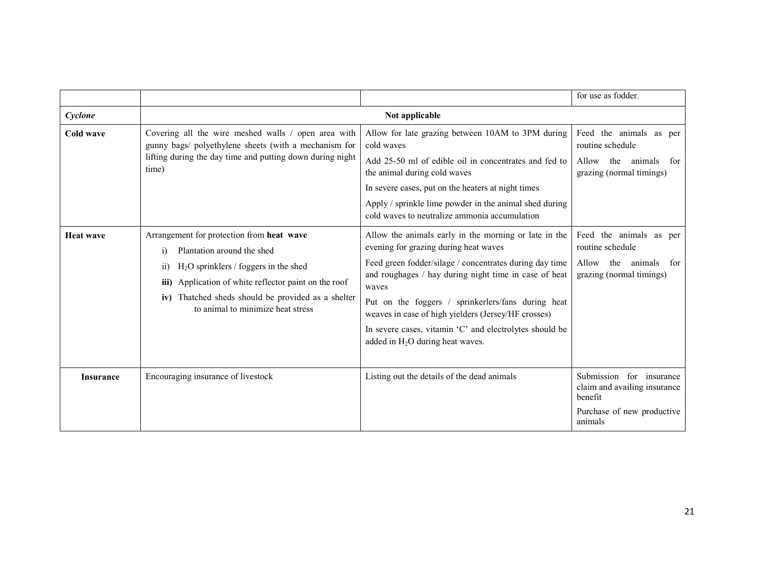| | | | |
|---|---|---|---|
| | | | for use as fodder. |
| *Cyclone* | Not applicable | | |
| **Cold wave** | Covering all the wire meshed walls / open area with gunny bags/ polyethylene sheets (with a mechanism for lifting during the day time and putting down during night time) | Allow for late grazing between 10AM to 3PM during cold waves<br><br>Add 25-50 ml of edible oil in concentrates and fed to the animal during cold waves<br><br>In severe cases, put on the heaters at night times<br><br>Apply / sprinkle lime powder in the animal shed during cold waves to neutralize ammonia accumulation | Feed the animals as per routine schedule<br><br>Allow the animals for grazing (normal timings) |
| **Heat wave** | Arrangement for protection from **heat wave**<br>i) Plantation around the shed<br>ii) $H_2O$ sprinklers / foggers in the shed<br>**iii)** Application of white reflector paint on the roof<br>**iv)** Thatched sheds should be provided as a shelter to animal to minimize heat stress | Allow the animals early in the morning or late in the evening for grazing during heat waves<br><br>Feed green fodder/silage / concentrates during day time and roughages / hay during night time in case of heat waves<br><br>Put on the foggers / sprinkerlers/fans during heat weaves in case of high yielders (Jersey/HF crosses)<br><br>In severe cases, vitamin 'C' and electrolytes should be added in $H_2O$ during heat waves. | Feed the animals as per routine schedule<br><br>Allow the animals for grazing (normal timings) |
| **Insurance** | Encouraging insurance of livestock | Listing out the details of the dead animals | Submission for insurance claim and availing insurance benefit<br><br>Purchase of new productive animals |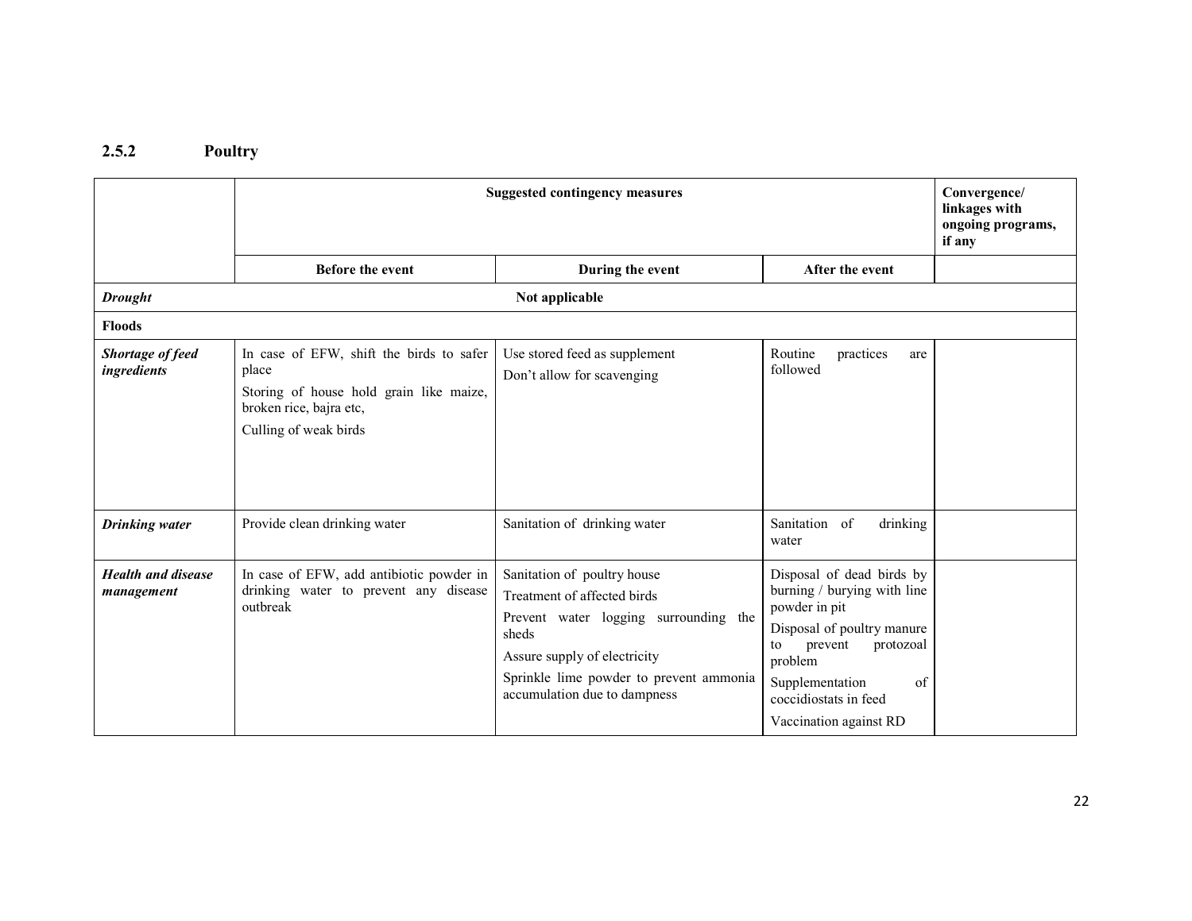### 2.5.2 Poultry

| | Suggested contingency measures | | | Convergence/ linkages with ongoing programs, if any |
|---|---|---|---|---|
| | Before the event | During the event | After the event | |
| ***Drought*** | Not applicable | | | |
| **Floods** | | | | |
| ***Shortage of feed ingredients*** | In case of EFW, shift the birds to safer place<br>Storing of house hold grain like maize, broken rice, bajra etc,<br>Culling of weak birds | Use stored feed as supplement<br>Don't allow for scavenging | Routine practices are followed | |
| ***Drinking water*** | Provide clean drinking water | Sanitation of drinking water | Sanitation of drinking water | |
| ***Health and disease management*** | In case of EFW, add antibiotic powder in drinking water to prevent any disease outbreak | Sanitation of poultry house<br>Treatment of affected birds<br>Prevent water logging surrounding the sheds<br>Assure supply of electricity<br>Sprinkle lime powder to prevent ammonia accumulation due to dampness | Disposal of dead birds by burning / burying with line powder in pit<br>Disposal of poultry manure to prevent protozoal problem<br>Supplementation of coccidiostats in feed<br>Vaccination against RD | |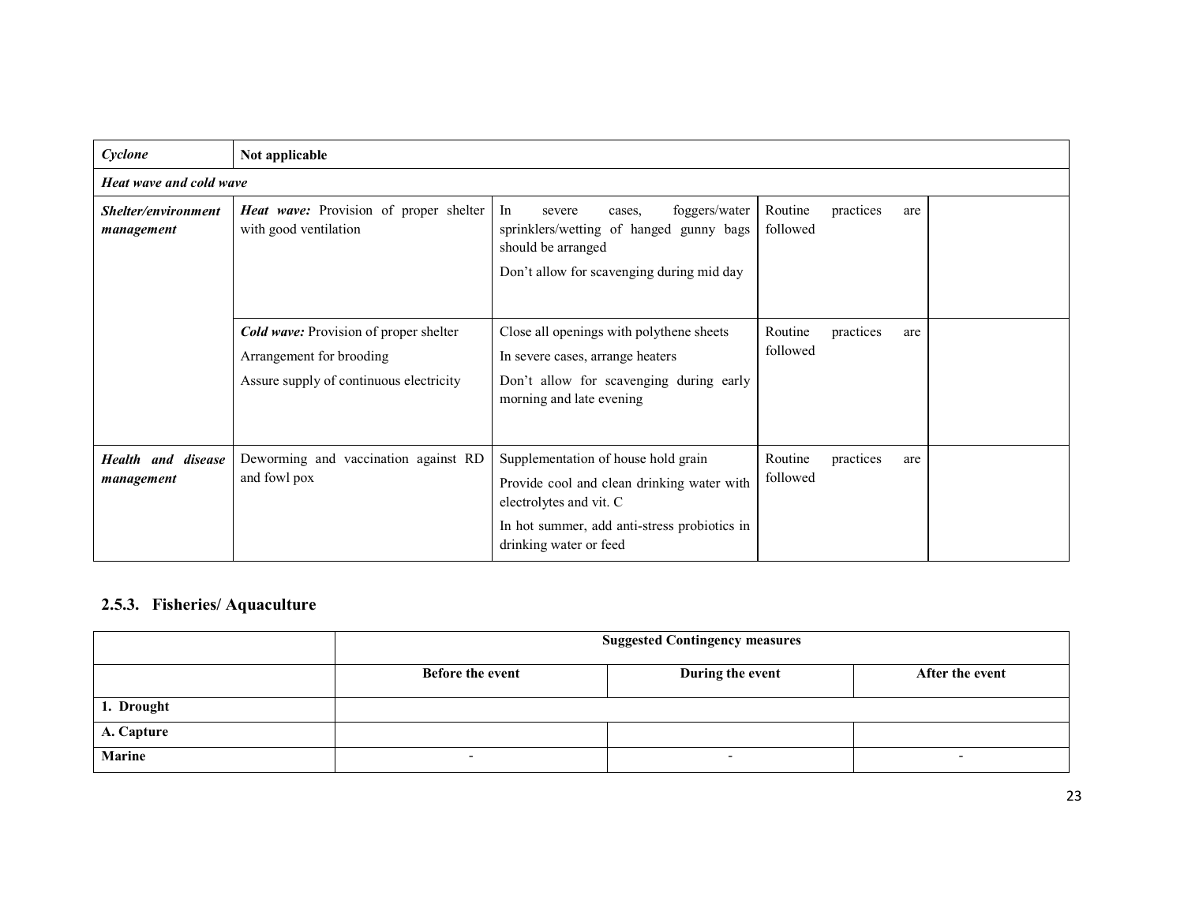| *Cyclone* | **Not applicable** | | | |
|---|---|---|---|---|
| ***Heat wave and cold wave*** | | | | |
| ***Shelter/environment management*** | ***Heat wave:*** Provision of proper shelter with good ventilation | In severe cases, foggers/water sprinklers/wetting of hanged gunny bags should be arranged<br><br>Don't allow for scavenging during mid day | Routine practices are followed | |
| | ***Cold wave:*** Provision of proper shelter<br><br>Arrangement for brooding<br><br>Assure supply of continuous electricity | Close all openings with polythene sheets<br><br>In severe cases, arrange heaters<br><br>Don't allow for scavenging during early morning and late evening | Routine practices are followed | |
| ***Health and disease management*** | Deworming and vaccination against RD and fowl pox | Supplementation of house hold grain<br><br>Provide cool and clean drinking water with electrolytes and vit. C<br><br>In hot summer, add anti-stress probiotics in drinking water or feed | Routine practices are followed | |

### 2.5.3. Fisheries/ Aquaculture

| | **Suggested Contingency measures** | | |
|---|---|---|---|
| | **Before the event** | **During the event** | **After the event** |
| **1. Drought** | | | |
| **A. Capture** | | | |
| **Marine** | - | - | - |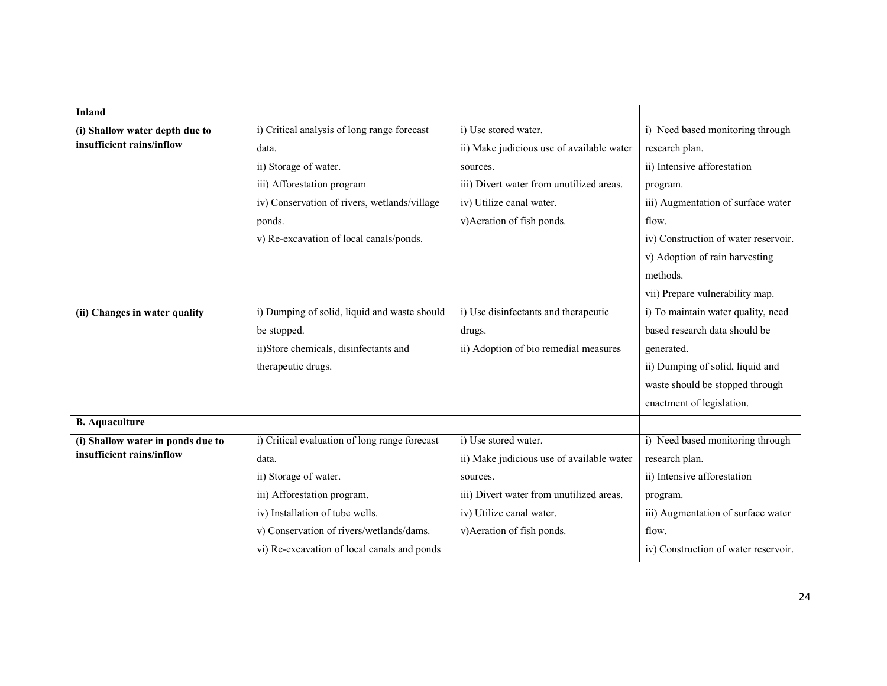| **Inland** | | | |
|---|---|---|---|
| **(i) Shallow water depth due to insufficient rains/inflow** | i) Critical analysis of long range forecast data.<br>ii) Storage of water.<br>iii) Afforestation program<br>iv) Conservation of rivers, wetlands/village ponds.<br>v) Re-excavation of local canals/ponds. | i) Use stored water.<br>ii) Make judicious use of available water sources.<br>iii) Divert water from unutilized areas.<br>iv) Utilize canal water.<br>v)Aeration of fish ponds. | i) Need based monitoring through research plan.<br>ii) Intensive afforestation program.<br>iii) Augmentation of surface water flow.<br>iv) Construction of water reservoir.<br>v) Adoption of rain harvesting methods.<br>vii) Prepare vulnerability map. |
| **(ii) Changes in water quality** | i) Dumping of solid, liquid and waste should be stopped.<br>ii)Store chemicals, disinfectants and therapeutic drugs. | i) Use disinfectants and therapeutic drugs.<br>ii) Adoption of bio remedial measures | i) To maintain water quality, need based research data should be generated.<br>ii) Dumping of solid, liquid and waste should be stopped through enactment of legislation. |
| **B. Aquaculture** | | | |
| **(i) Shallow water in ponds due to insufficient rains/inflow** | i) Critical evaluation of long range forecast data.<br>ii) Storage of water.<br>iii) Afforestation program.<br>iv) Installation of tube wells.<br>v) Conservation of rivers/wetlands/dams.<br>vi) Re-excavation of local canals and ponds | i) Use stored water.<br>ii) Make judicious use of available water sources.<br>iii) Divert water from unutilized areas.<br>iv) Utilize canal water.<br>v)Aeration of fish ponds. | i) Need based monitoring through research plan.<br>ii) Intensive afforestation program.<br>iii) Augmentation of surface water flow.<br>iv) Construction of water reservoir. |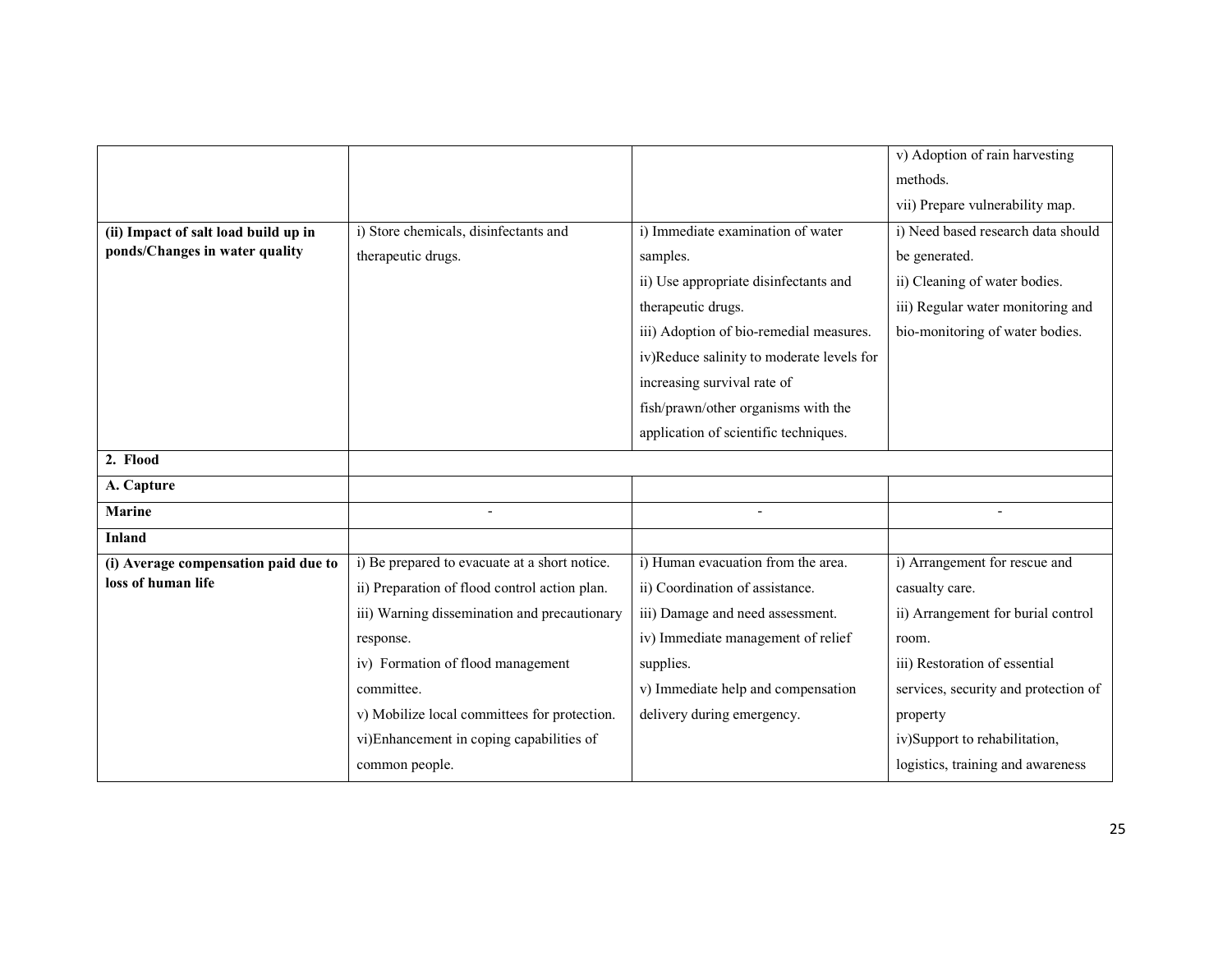| | | | |
|---|---|---|---|
| | | | v) Adoption of rain harvesting methods.<br>vii) Prepare vulnerability map. |
| **(ii) Impact of salt load build up in ponds/Changes in water quality** | i) Store chemicals, disinfectants and therapeutic drugs. | i) Immediate examination of water samples.<br>ii) Use appropriate disinfectants and therapeutic drugs.<br>iii) Adoption of bio-remedial measures.<br>iv)Reduce salinity to moderate levels for increasing survival rate of fish/prawn/other organisms with the application of scientific techniques. | i) Need based research data should be generated.<br>ii) Cleaning of water bodies.<br>iii) Regular water monitoring and bio-monitoring of water bodies. |
| **2. Flood** | | | |
| **A. Capture** | | | |
| **Marine** | - | - | - |
| **Inland** | | | |
| **(i) Average compensation paid due to loss of human life** | i) Be prepared to evacuate at a short notice.<br>ii) Preparation of flood control action plan.<br>iii) Warning dissemination and precautionary response.<br>iv) Formation of flood management committee.<br>v) Mobilize local committees for protection.<br>vi)Enhancement in coping capabilities of common people. | i) Human evacuation from the area.<br>ii) Coordination of assistance.<br>iii) Damage and need assessment.<br>iv) Immediate management of relief supplies.<br>v) Immediate help and compensation delivery during emergency. | i) Arrangement for rescue and casualty care.<br>ii) Arrangement for burial control room.<br>iii) Restoration of essential services, security and protection of property<br>iv)Support to rehabilitation, logistics, training and awareness |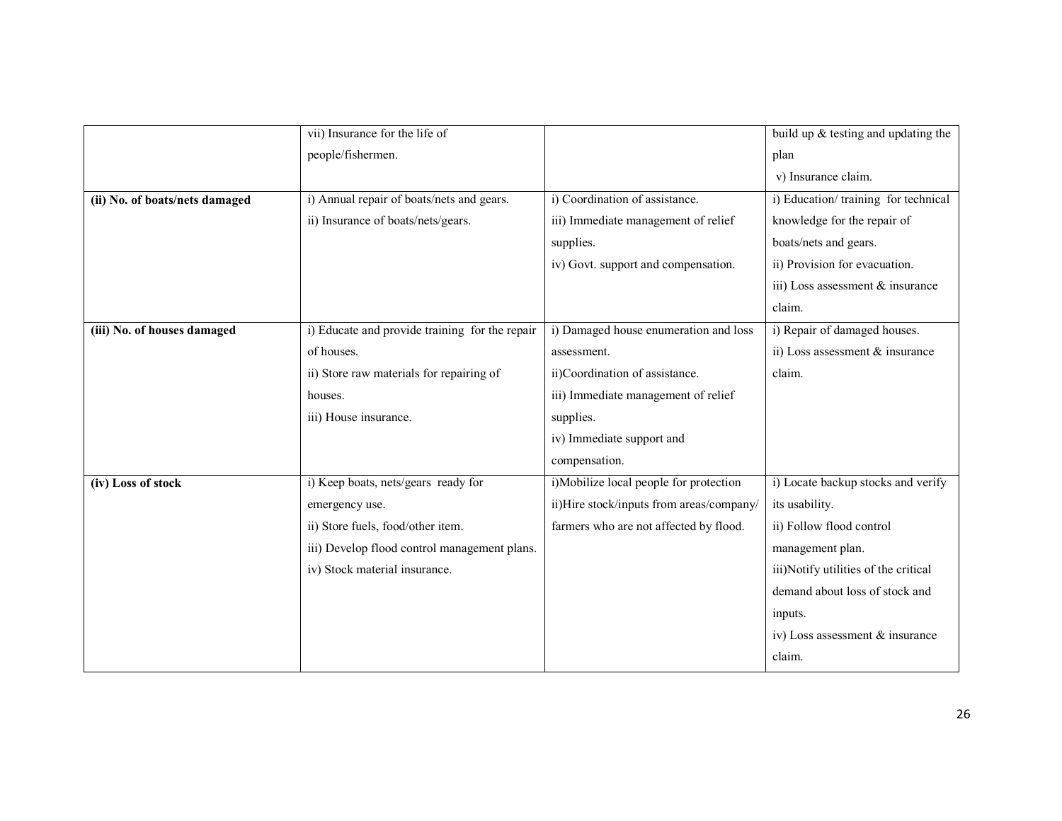| | | | |
|---|---|---|---|
| | vii) Insurance for the life of people/fishermen. | | build up & testing and updating the plan<br>v) Insurance claim. |
| **(ii) No. of boats/nets damaged** | i) Annual repair of boats/nets and gears.<br>ii) Insurance of boats/nets/gears. | i) Coordination of assistance.<br>iii) Immediate management of relief supplies.<br>iv) Govt. support and compensation. | i) Education/ training for technical knowledge for the repair of boats/nets and gears.<br>ii) Provision for evacuation.<br>iii) Loss assessment & insurance claim. |
| **(iii) No. of houses damaged** | i) Educate and provide training for the repair of houses.<br>ii) Store raw materials for repairing of houses.<br>iii) House insurance. | i) Damaged house enumeration and loss assessment.<br>ii)Coordination of assistance.<br>iii) Immediate management of relief supplies.<br>iv) Immediate support and compensation. | i) Repair of damaged houses.<br>ii) Loss assessment & insurance claim. |
| **(iv) Loss of stock** | i) Keep boats, nets/gears ready for emergency use.<br>ii) Store fuels, food/other item.<br>iii) Develop flood control management plans.<br>iv) Stock material insurance. | i)Mobilize local people for protection<br>ii)Hire stock/inputs from areas/company/ farmers who are not affected by flood. | i) Locate backup stocks and verify its usability.<br>ii) Follow flood control management plan.<br>iii)Notify utilities of the critical demand about loss of stock and inputs.<br>iv) Loss assessment & insurance claim. |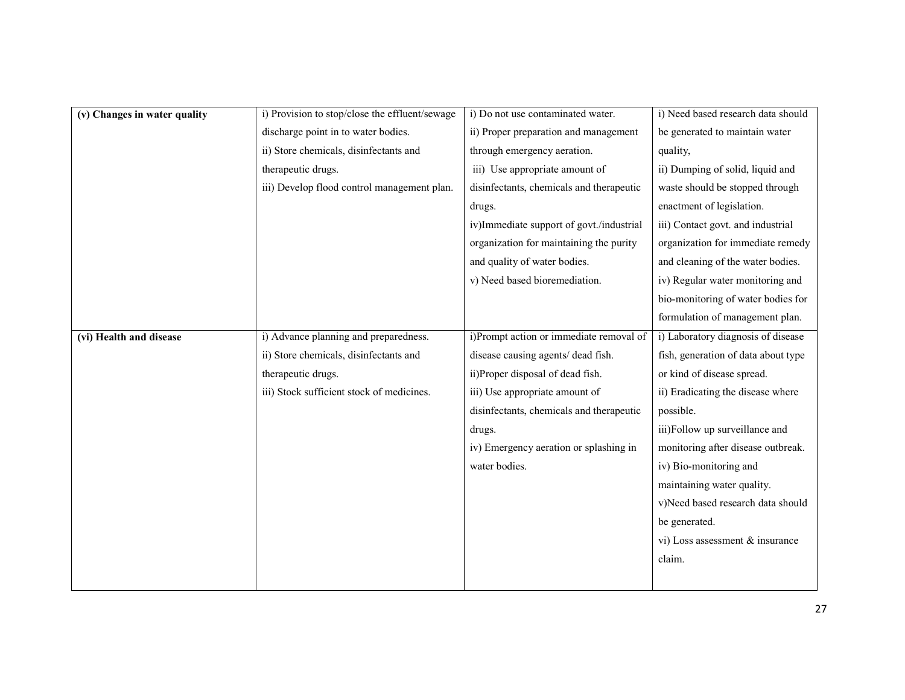| | | | |
|---|---|---|---|
| **(v) Changes in water quality** | i) Provision to stop/close the effluent/sewage discharge point in to water bodies.<br>ii) Store chemicals, disinfectants and therapeutic drugs.<br>iii) Develop flood control management plan. | i) Do not use contaminated water.<br>ii) Proper preparation and management through emergency aeration.<br>iii) Use appropriate amount of disinfectants, chemicals and therapeutic drugs.<br>iv)Immediate support of govt./industrial organization for maintaining the purity and quality of water bodies.<br>v) Need based bioremediation. | i) Need based research data should be generated to maintain water quality,<br>ii) Dumping of solid, liquid and waste should be stopped through enactment of legislation.<br>iii) Contact govt. and industrial organization for immediate remedy and cleaning of the water bodies.<br>iv) Regular water monitoring and bio-monitoring of water bodies for formulation of management plan. |
| **(vi) Health and disease** | i) Advance planning and preparedness.<br>ii) Store chemicals, disinfectants and therapeutic drugs.<br>iii) Stock sufficient stock of medicines. | i)Prompt action or immediate removal of disease causing agents/ dead fish.<br>ii)Proper disposal of dead fish.<br>iii) Use appropriate amount of disinfectants, chemicals and therapeutic drugs.<br>iv) Emergency aeration or splashing in water bodies. | i) Laboratory diagnosis of disease fish, generation of data about type or kind of disease spread.<br>ii) Eradicating the disease where possible.<br>iii)Follow up surveillance and monitoring after disease outbreak.<br>iv) Bio-monitoring and maintaining water quality.<br>v)Need based research data should be generated.<br>vi) Loss assessment & insurance claim. |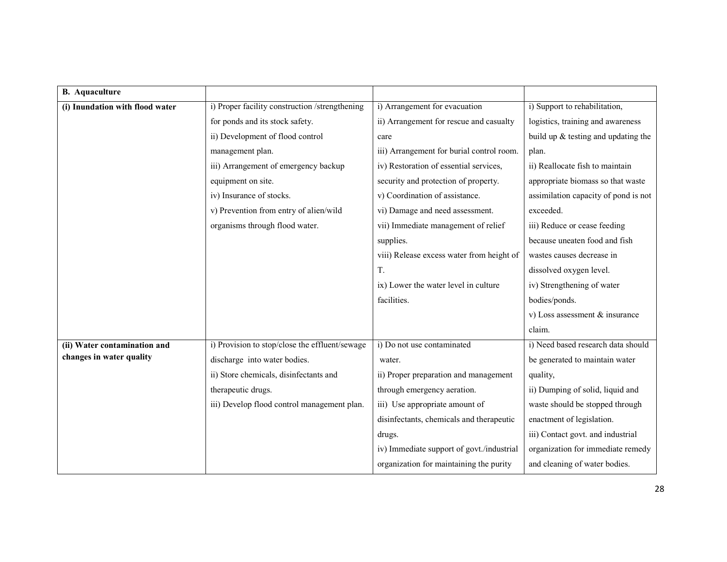| **B. Aquaculture** | | | |
|---|---|---|---|
| **(i) Inundation with flood water** | i) Proper facility construction /strengthening for ponds and its stock safety.<br>ii) Development of flood control management plan.<br>iii) Arrangement of emergency backup equipment on site.<br>iv) Insurance of stocks.<br>v) Prevention from entry of alien/wild organisms through flood water. | i) Arrangement for evacuation<br>ii) Arrangement for rescue and casualty care<br>iii) Arrangement for burial control room.<br>iv) Restoration of essential services, security and protection of property.<br>v) Coordination of assistance.<br>vi) Damage and need assessment.<br>vii) Immediate management of relief supplies.<br>viii) Release excess water from height of T.<br>ix) Lower the water level in culture facilities. | i) Support to rehabilitation, logistics, training and awareness build up & testing and updating the plan.<br>ii) Reallocate fish to maintain appropriate biomass so that waste assimilation capacity of pond is not exceeded.<br>iii) Reduce or cease feeding because uneaten food and fish wastes causes decrease in dissolved oxygen level.<br>iv) Strengthening of water bodies/ponds.<br>v) Loss assessment & insurance claim. |
| **(ii) Water contamination and changes in water quality** | i) Provision to stop/close the effluent/sewage discharge into water bodies.<br>ii) Store chemicals, disinfectants and therapeutic drugs.<br>iii) Develop flood control management plan. | i) Do not use contaminated water.<br>ii) Proper preparation and management through emergency aeration.<br>iii) Use appropriate amount of disinfectants, chemicals and therapeutic drugs.<br>iv) Immediate support of govt./industrial organization for maintaining the purity | i) Need based research data should be generated to maintain water quality,<br>ii) Dumping of solid, liquid and waste should be stopped through enactment of legislation.<br>iii) Contact govt. and industrial organization for immediate remedy and cleaning of water bodies. |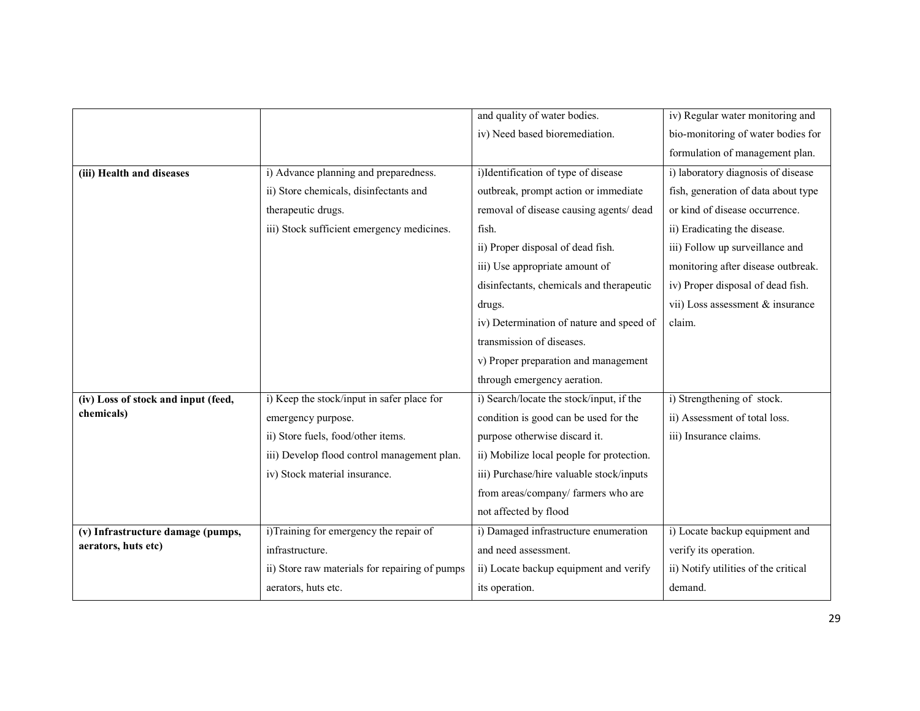| | | | |
|---|---|---|---|
| | | and quality of water bodies.<br>iv) Need based bioremediation. | iv) Regular water monitoring and bio-monitoring of water bodies for formulation of management plan. |
| **(iii) Health and diseases** | i) Advance planning and preparedness.<br>ii) Store chemicals, disinfectants and therapeutic drugs.<br>iii) Stock sufficient emergency medicines. | i)Identification of type of disease outbreak, prompt action or immediate removal of disease causing agents/ dead fish.<br>ii) Proper disposal of dead fish.<br>iii) Use appropriate amount of disinfectants, chemicals and therapeutic drugs.<br>iv) Determination of nature and speed of transmission of diseases.<br>v) Proper preparation and management through emergency aeration. | i) laboratory diagnosis of disease fish, generation of data about type or kind of disease occurrence.<br>ii) Eradicating the disease.<br>iii) Follow up surveillance and monitoring after disease outbreak.<br>iv) Proper disposal of dead fish.<br>vii) Loss assessment & insurance claim. |
| **(iv) Loss of stock and input (feed, chemicals)** | i) Keep the stock/input in safer place for emergency purpose.<br>ii) Store fuels, food/other items.<br>iii) Develop flood control management plan.<br>iv) Stock material insurance. | i) Search/locate the stock/input, if the condition is good can be used for the purpose otherwise discard it.<br>ii) Mobilize local people for protection.<br>iii) Purchase/hire valuable stock/inputs from areas/company/ farmers who are not affected by flood | i) Strengthening of stock.<br>ii) Assessment of total loss.<br>iii) Insurance claims. |
| **(v) Infrastructure damage (pumps, aerators, huts etc)** | i)Training for emergency the repair of infrastructure.<br>ii) Store raw materials for repairing of pumps aerators, huts etc. | i) Damaged infrastructure enumeration and need assessment.<br>ii) Locate backup equipment and verify its operation. | i) Locate backup equipment and verify its operation.<br>ii) Notify utilities of the critical demand. |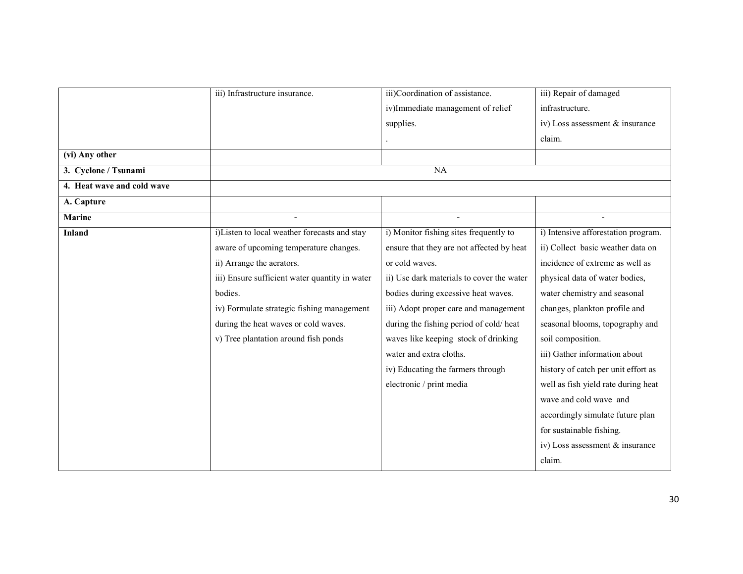| | | | |
|---|---|---|---|
| | iii) Infrastructure insurance. | iii)Coordination of assistance.<br>iv)Immediate management of relief supplies.<br>. | iii) Repair of damaged infrastructure.<br>iv) Loss assessment & insurance claim. |
| **(vi) Any other** | | | |
| **3. Cyclone / Tsunami** | NA | | |
| **4. Heat wave and cold wave** | | | |
| **A. Capture** | | | |
| **Marine** | - | - | - |
| **Inland** | i)Listen to local weather forecasts and stay aware of upcoming temperature changes.<br>ii) Arrange the aerators.<br>iii) Ensure sufficient water quantity in water bodies.<br>iv) Formulate strategic fishing management during the heat waves or cold waves.<br>v) Tree plantation around fish ponds | i) Monitor fishing sites frequently to ensure that they are not affected by heat or cold waves.<br>ii) Use dark materials to cover the water bodies during excessive heat waves.<br>iii) Adopt proper care and management during the fishing period of cold/ heat waves like keeping stock of drinking water and extra cloths.<br>iv) Educating the farmers through electronic / print media | i) Intensive afforestation program.<br>ii) Collect basic weather data on incidence of extreme as well as physical data of water bodies, water chemistry and seasonal changes, plankton profile and seasonal blooms, topography and soil composition.<br>iii) Gather information about history of catch per unit effort as well as fish yield rate during heat wave and cold wave and accordingly simulate future plan for sustainable fishing.<br>iv) Loss assessment & insurance claim. |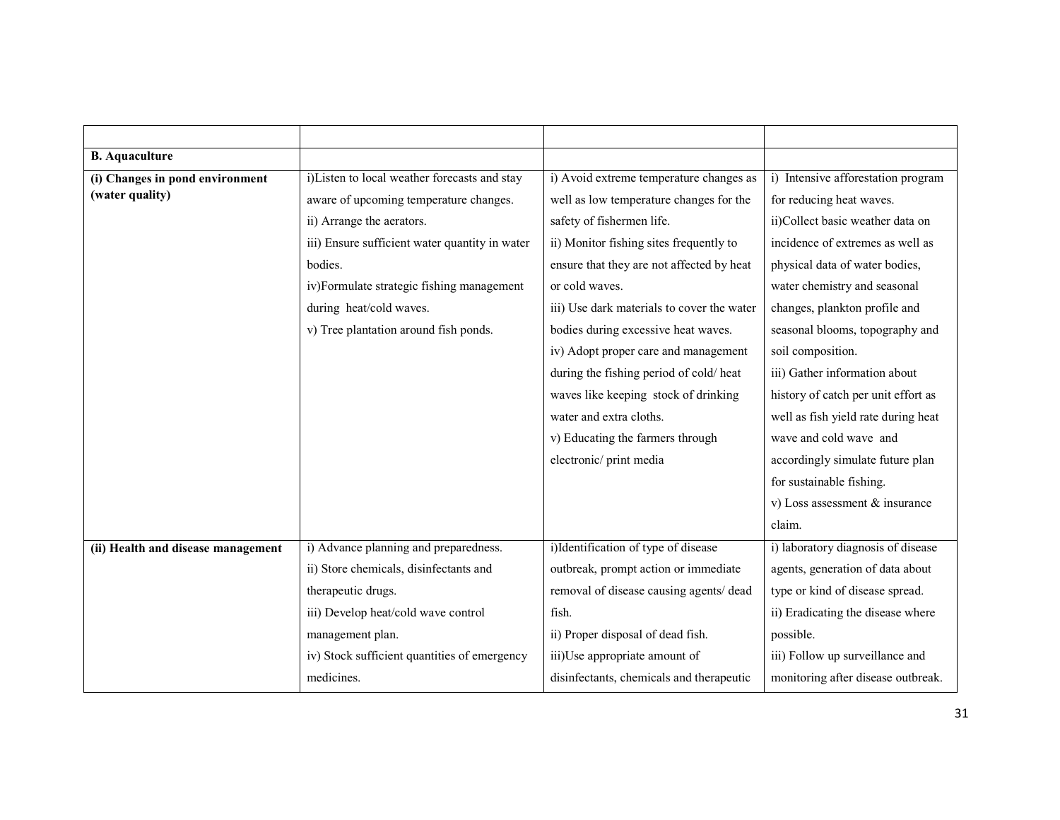| | | | |
|---|---|---|---|
| **B. Aquaculture** | | | |
| **(i) Changes in pond environment (water quality)** | i)Listen to local weather forecasts and stay aware of upcoming temperature changes.<br>ii) Arrange the aerators.<br>iii) Ensure sufficient water quantity in water bodies.<br>iv)Formulate strategic fishing management during heat/cold waves.<br>v) Tree plantation around fish ponds. | i) Avoid extreme temperature changes as well as low temperature changes for the safety of fishermen life.<br>ii) Monitor fishing sites frequently to ensure that they are not affected by heat or cold waves.<br>iii) Use dark materials to cover the water bodies during excessive heat waves.<br>iv) Adopt proper care and management during the fishing period of cold/ heat waves like keeping stock of drinking water and extra cloths.<br>v) Educating the farmers through electronic/ print media | i) Intensive afforestation program for reducing heat waves.<br>ii)Collect basic weather data on incidence of extremes as well as physical data of water bodies, water chemistry and seasonal changes, plankton profile and seasonal blooms, topography and soil composition.<br>iii) Gather information about history of catch per unit effort as well as fish yield rate during heat wave and cold wave and accordingly simulate future plan for sustainable fishing.<br>v) Loss assessment & insurance claim. |
| **(ii) Health and disease management** | i) Advance planning and preparedness.<br>ii) Store chemicals, disinfectants and therapeutic drugs.<br>iii) Develop heat/cold wave control management plan.<br>iv) Stock sufficient quantities of emergency medicines. | i)Identification of type of disease outbreak, prompt action or immediate removal of disease causing agents/ dead fish.<br>ii) Proper disposal of dead fish.<br>iii)Use appropriate amount of disinfectants, chemicals and therapeutic | i) laboratory diagnosis of disease agents, generation of data about type or kind of disease spread.<br>ii) Eradicating the disease where possible.<br>iii) Follow up surveillance and monitoring after disease outbreak. |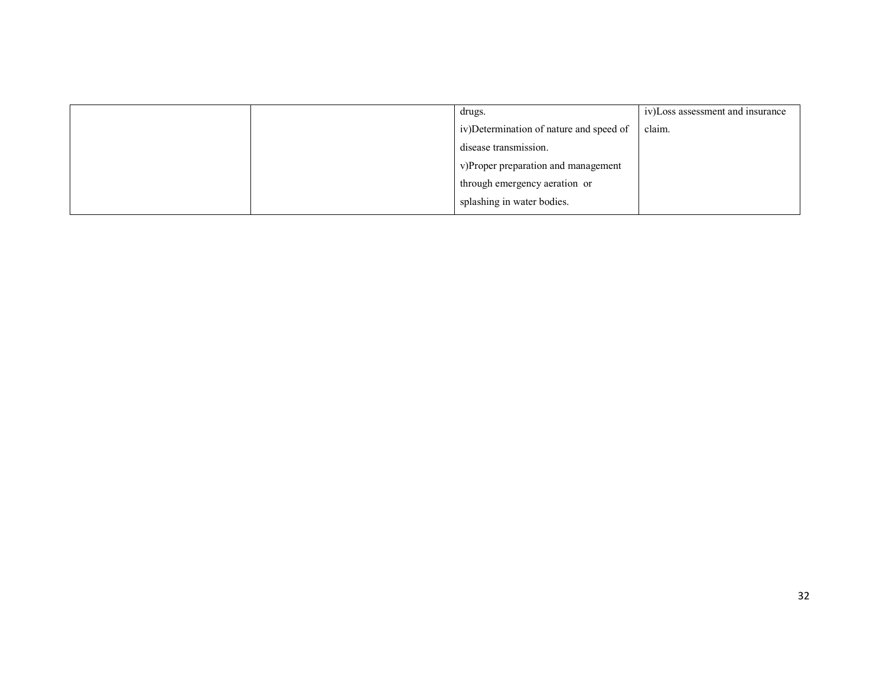| | | | |
|---|---|---|---|
| | | drugs.<br>iv)Determination of nature and speed of disease transmission.<br>v)Proper preparation and management through emergency aeration or splashing in water bodies. | iv)Loss assessment and insurance claim. |